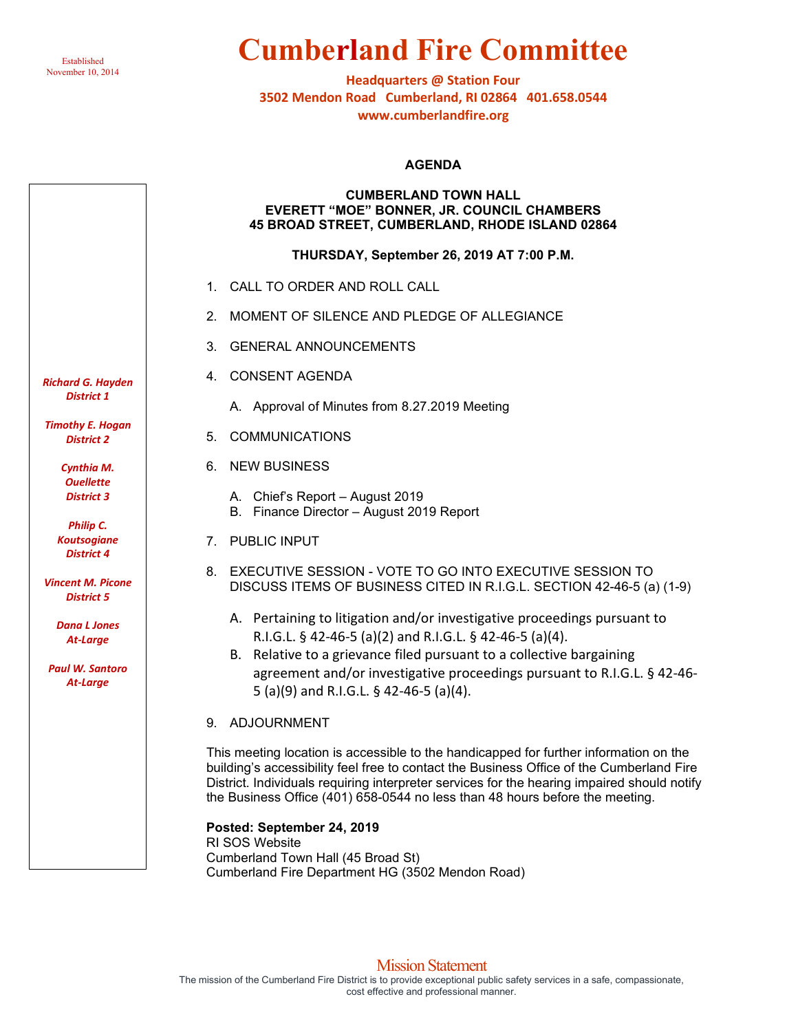Established
November 10, 2014

# Cumberland Fire Committee

**Headquarters @ Station Four**
**3502 Mendon Road Cumberland, RI 02864 401.658.0544**
**www.cumberlandfire.org**

*Richard G. Hayden*
*District 1*

*Timothy E. Hogan*
*District 2*

*Cynthia M. Ouellette*
*District 3*

*Philip C. Koutsogiane*
*District 4*

*Vincent M. Picone*
*District 5*

*Dana L Jones*
*At-Large*

*Paul W. Santoro*
*At-Large*

## AGENDA

**CUMBERLAND TOWN HALL**
**EVERETT "MOE" BONNER, JR. COUNCIL CHAMBERS**
**45 BROAD STREET, CUMBERLAND, RHODE ISLAND 02864**

**THURSDAY, September 26, 2019 AT 7:00 P.M.**

1. CALL TO ORDER AND ROLL CALL
2. MOMENT OF SILENCE AND PLEDGE OF ALLEGIANCE
3. GENERAL ANNOUNCEMENTS
4. CONSENT AGENDA
   - A. Approval of Minutes from 8.27.2019 Meeting
5. COMMUNICATIONS
6. NEW BUSINESS
   - A. Chief's Report – August 2019
   - B. Finance Director – August 2019 Report
7. PUBLIC INPUT
8. EXECUTIVE SESSION - VOTE TO GO INTO EXECUTIVE SESSION TO DISCUSS ITEMS OF BUSINESS CITED IN R.I.G.L. SECTION 42-46-5 (a) (1-9)
   - A. Pertaining to litigation and/or investigative proceedings pursuant to R.I.G.L. § 42-46-5 (a)(2) and R.I.G.L. § 42-46-5 (a)(4).
   - B. Relative to a grievance filed pursuant to a collective bargaining agreement and/or investigative proceedings pursuant to R.I.G.L. § 42-46-5 (a)(9) and R.I.G.L. § 42-46-5 (a)(4).
9. ADJOURNMENT

This meeting location is accessible to the handicapped for further information on the building's accessibility feel free to contact the Business Office of the Cumberland Fire District. Individuals requiring interpreter services for the hearing impaired should notify the Business Office (401) 658-0544 no less than 48 hours before the meeting.

**Posted: September 24, 2019**
RI SOS Website
Cumberland Town Hall (45 Broad St)
Cumberland Fire Department HG (3502 Mendon Road)

Mission Statement
The mission of the Cumberland Fire District is to provide exceptional public safety services in a safe, compassionate, cost effective and professional manner.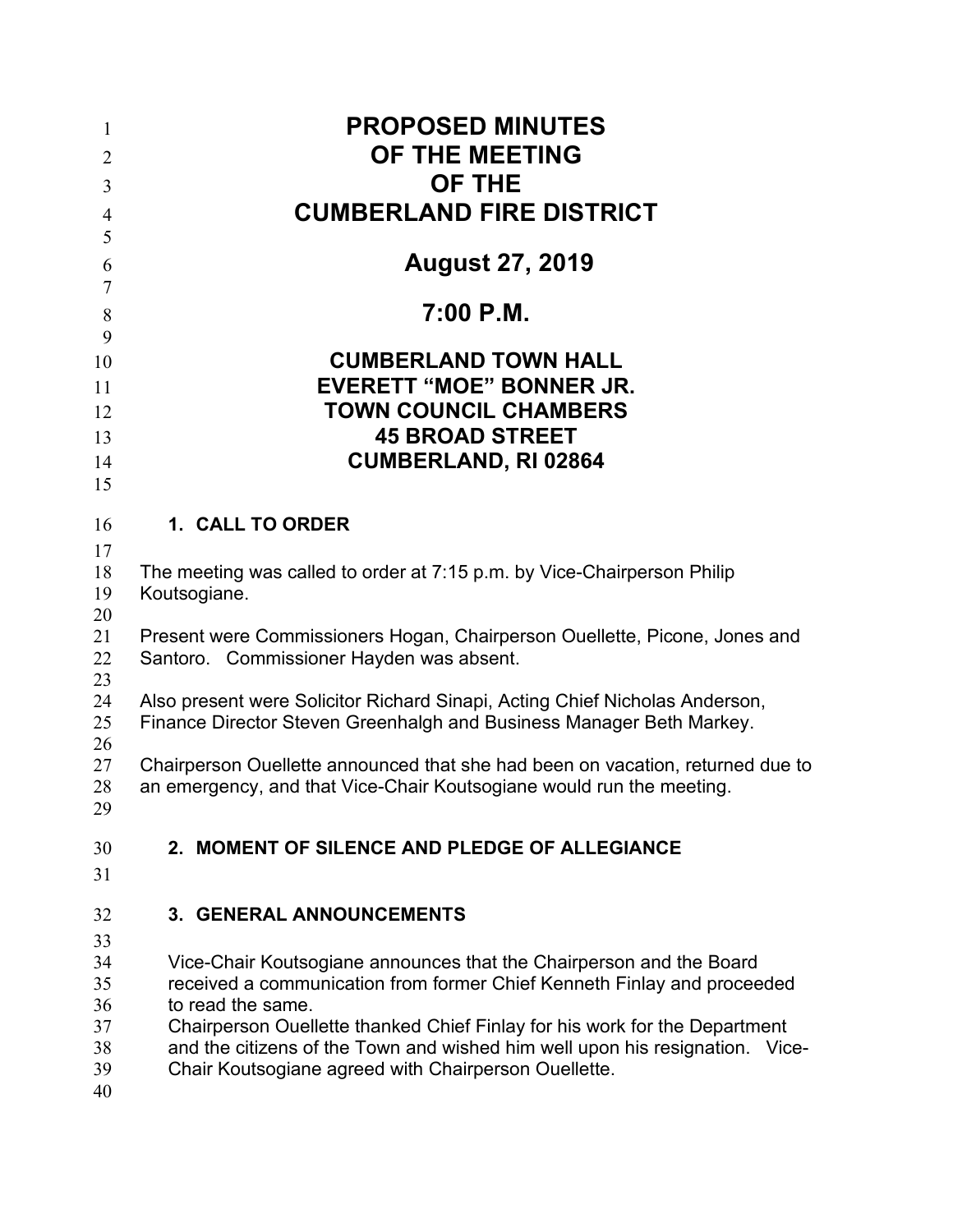# PROPOSED MINUTES
# OF THE MEETING
# OF THE
# CUMBERLAND FIRE DISTRICT

## August 27, 2019

## 7:00 P.M.

## CUMBERLAND TOWN HALL
## EVERETT "MOE" BONNER JR.
## TOWN COUNCIL CHAMBERS
## 45 BROAD STREET
## CUMBERLAND, RI 02864

### 1. CALL TO ORDER

The meeting was called to order at 7:15 p.m. by Vice-Chairperson Philip Koutsogiane.

Present were Commissioners Hogan, Chairperson Ouellette, Picone, Jones and Santoro. Commissioner Hayden was absent.

Also present were Solicitor Richard Sinapi, Acting Chief Nicholas Anderson, Finance Director Steven Greenhalgh and Business Manager Beth Markey.

Chairperson Ouellette announced that she had been on vacation, returned due to an emergency, and that Vice-Chair Koutsogiane would run the meeting.

### 2. MOMENT OF SILENCE AND PLEDGE OF ALLEGIANCE

### 3. GENERAL ANNOUNCEMENTS

Vice-Chair Koutsogiane announces that the Chairperson and the Board received a communication from former Chief Kenneth Finlay and proceeded to read the same.
Chairperson Ouellette thanked Chief Finlay for his work for the Department and the citizens of the Town and wished him well upon his resignation. Vice-Chair Koutsogiane agreed with Chairperson Ouellette.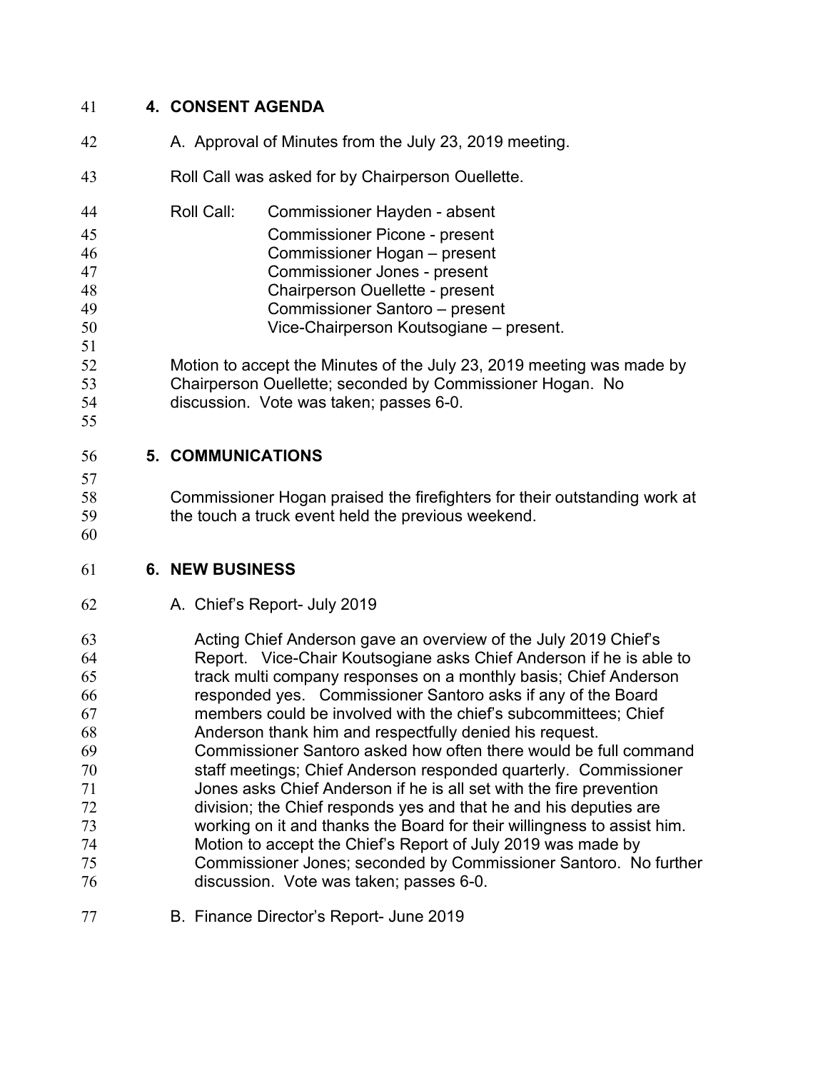## 4. CONSENT AGENDA

A. Approval of Minutes from the July 23, 2019 meeting.

Roll Call was asked for by Chairperson Ouellette.

Roll Call: Commissioner Hayden - absent
Commissioner Picone - present
Commissioner Hogan – present
Commissioner Jones - present
Chairperson Ouellette - present
Commissioner Santoro – present
Vice-Chairperson Koutsogiane – present.

Motion to accept the Minutes of the July 23, 2019 meeting was made by Chairperson Ouellette; seconded by Commissioner Hogan. No discussion. Vote was taken; passes 6-0.

## 5. COMMUNICATIONS

Commissioner Hogan praised the firefighters for their outstanding work at the touch a truck event held the previous weekend.

## 6. NEW BUSINESS

A. Chief's Report- July 2019

Acting Chief Anderson gave an overview of the July 2019 Chief's Report. Vice-Chair Koutsogiane asks Chief Anderson if he is able to track multi company responses on a monthly basis; Chief Anderson responded yes. Commissioner Santoro asks if any of the Board members could be involved with the chief's subcommittees; Chief Anderson thank him and respectfully denied his request. Commissioner Santoro asked how often there would be full command staff meetings; Chief Anderson responded quarterly. Commissioner Jones asks Chief Anderson if he is all set with the fire prevention division; the Chief responds yes and that he and his deputies are working on it and thanks the Board for their willingness to assist him. Motion to accept the Chief's Report of July 2019 was made by Commissioner Jones; seconded by Commissioner Santoro. No further discussion. Vote was taken; passes 6-0.

B. Finance Director's Report- June 2019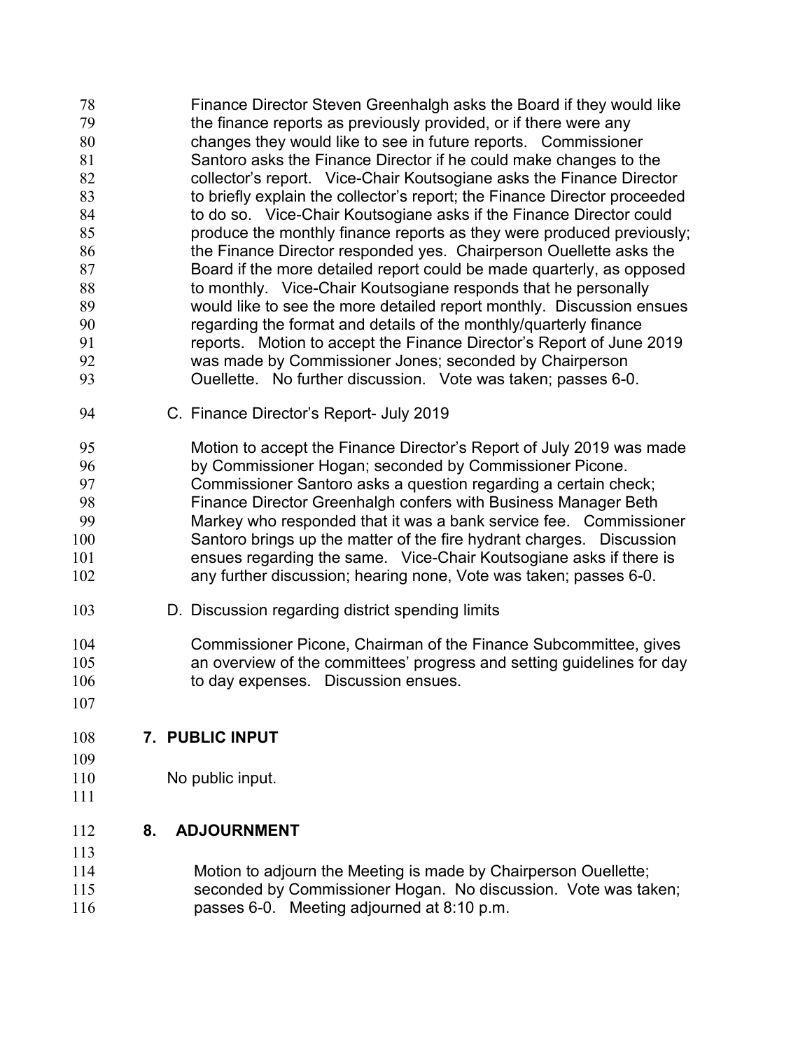Finance Director Steven Greenhalgh asks the Board if they would like the finance reports as previously provided, or if there were any changes they would like to see in future reports. Commissioner Santoro asks the Finance Director if he could make changes to the collector's report. Vice-Chair Koutsogiane asks the Finance Director to briefly explain the collector's report; the Finance Director proceeded to do so. Vice-Chair Koutsogiane asks if the Finance Director could produce the monthly finance reports as they were produced previously; the Finance Director responded yes. Chairperson Ouellette asks the Board if the more detailed report could be made quarterly, as opposed to monthly. Vice-Chair Koutsogiane responds that he personally would like to see the more detailed report monthly. Discussion ensues regarding the format and details of the monthly/quarterly finance reports. Motion to accept the Finance Director's Report of June 2019 was made by Commissioner Jones; seconded by Chairperson Ouellette. No further discussion. Vote was taken; passes 6-0.

C. Finance Director's Report- July 2019

Motion to accept the Finance Director's Report of July 2019 was made by Commissioner Hogan; seconded by Commissioner Picone. Commissioner Santoro asks a question regarding a certain check; Finance Director Greenhalgh confers with Business Manager Beth Markey who responded that it was a bank service fee. Commissioner Santoro brings up the matter of the fire hydrant charges. Discussion ensues regarding the same. Vice-Chair Koutsogiane asks if there is any further discussion; hearing none, Vote was taken; passes 6-0.

D. Discussion regarding district spending limits

Commissioner Picone, Chairman of the Finance Subcommittee, gives an overview of the committees' progress and setting guidelines for day to day expenses. Discussion ensues.

## 7. PUBLIC INPUT

No public input.

## 8. ADJOURNMENT

Motion to adjourn the Meeting is made by Chairperson Ouellette; seconded by Commissioner Hogan. No discussion. Vote was taken; passes 6-0. Meeting adjourned at 8:10 p.m.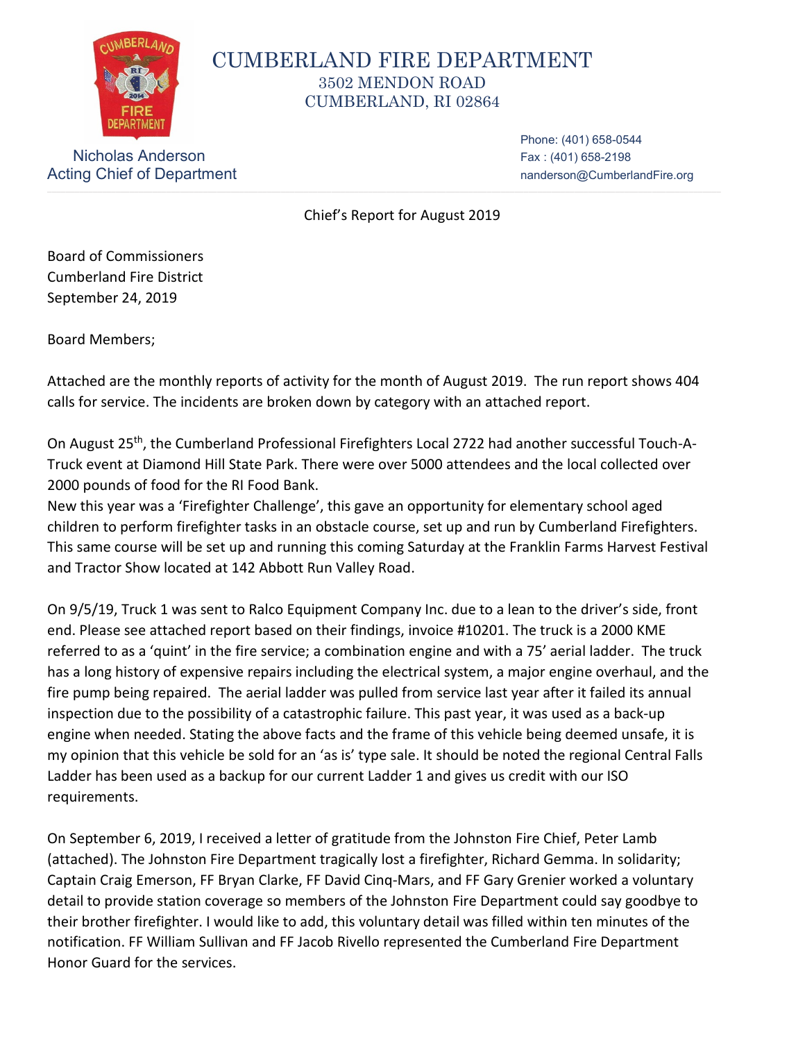# CUMBERLAND FIRE DEPARTMENT

3502 MENDON ROAD
CUMBERLAND, RI 02864

Nicholas Anderson
Acting Chief of Department

Phone: (401) 658-0544
Fax : (401) 658-2198
nanderson@CumberlandFire.org

Chief's Report for August 2019

Board of Commissioners
Cumberland Fire District
September 24, 2019

Board Members;

Attached are the monthly reports of activity for the month of August 2019. The run report shows 404 calls for service. The incidents are broken down by category with an attached report.

On August 25th, the Cumberland Professional Firefighters Local 2722 had another successful Touch-A-Truck event at Diamond Hill State Park. There were over 5000 attendees and the local collected over 2000 pounds of food for the RI Food Bank.
New this year was a 'Firefighter Challenge', this gave an opportunity for elementary school aged children to perform firefighter tasks in an obstacle course, set up and run by Cumberland Firefighters. This same course will be set up and running this coming Saturday at the Franklin Farms Harvest Festival and Tractor Show located at 142 Abbott Run Valley Road.

On 9/5/19, Truck 1 was sent to Ralco Equipment Company Inc. due to a lean to the driver's side, front end. Please see attached report based on their findings, invoice #10201. The truck is a 2000 KME referred to as a 'quint' in the fire service; a combination engine and with a 75' aerial ladder. The truck has a long history of expensive repairs including the electrical system, a major engine overhaul, and the fire pump being repaired. The aerial ladder was pulled from service last year after it failed its annual inspection due to the possibility of a catastrophic failure. This past year, it was used as a back-up engine when needed. Stating the above facts and the frame of this vehicle being deemed unsafe, it is my opinion that this vehicle be sold for an 'as is' type sale. It should be noted the regional Central Falls Ladder has been used as a backup for our current Ladder 1 and gives us credit with our ISO requirements.

On September 6, 2019, I received a letter of gratitude from the Johnston Fire Chief, Peter Lamb (attached). The Johnston Fire Department tragically lost a firefighter, Richard Gemma. In solidarity; Captain Craig Emerson, FF Bryan Clarke, FF David Cinq-Mars, and FF Gary Grenier worked a voluntary detail to provide station coverage so members of the Johnston Fire Department could say goodbye to their brother firefighter. I would like to add, this voluntary detail was filled within ten minutes of the notification. FF William Sullivan and FF Jacob Rivello represented the Cumberland Fire Department Honor Guard for the services.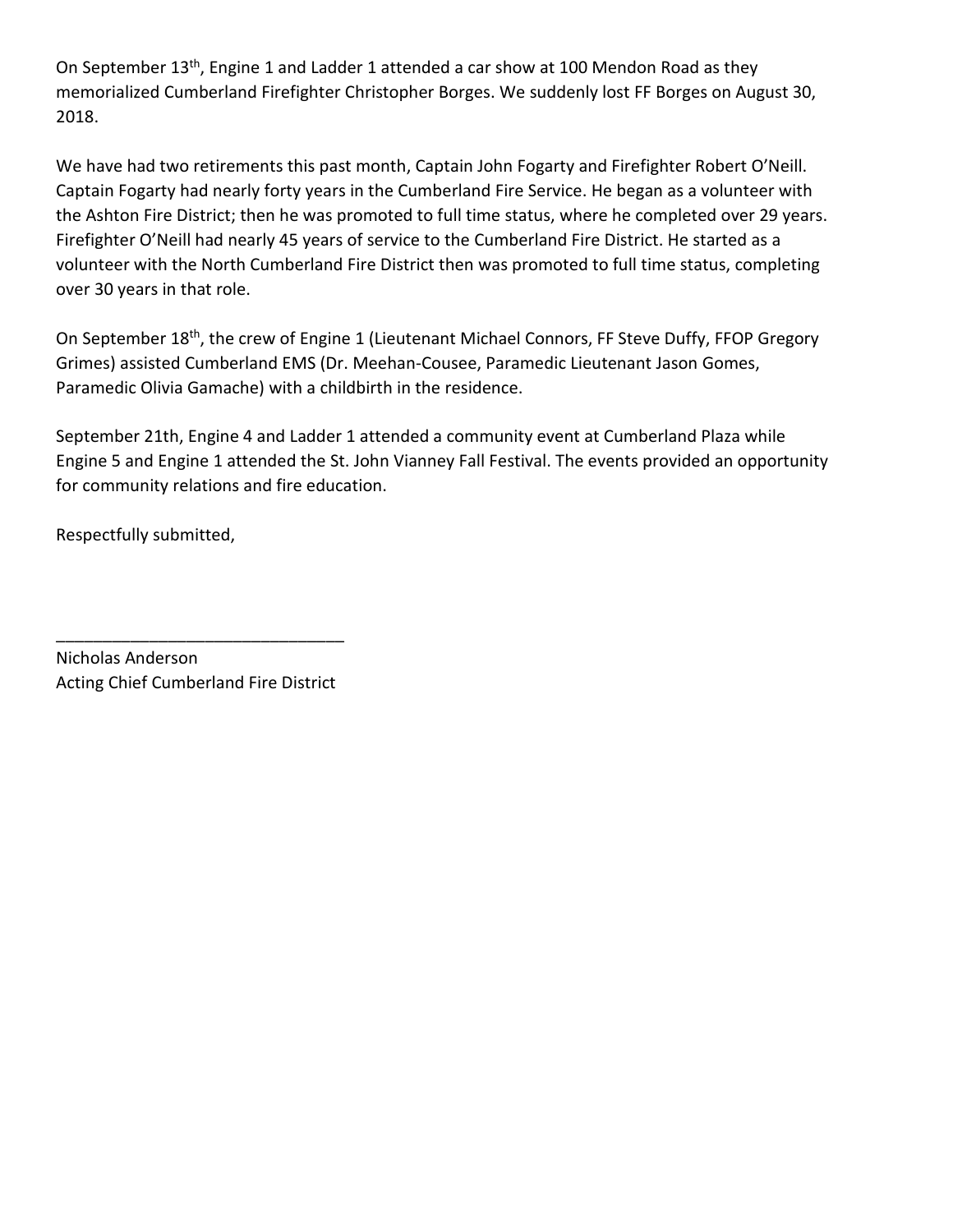On September 13th, Engine 1 and Ladder 1 attended a car show at 100 Mendon Road as they memorialized Cumberland Firefighter Christopher Borges. We suddenly lost FF Borges on August 30, 2018.

We have had two retirements this past month, Captain John Fogarty and Firefighter Robert O'Neill. Captain Fogarty had nearly forty years in the Cumberland Fire Service. He began as a volunteer with the Ashton Fire District; then he was promoted to full time status, where he completed over 29 years. Firefighter O'Neill had nearly 45 years of service to the Cumberland Fire District. He started as a volunteer with the North Cumberland Fire District then was promoted to full time status, completing over 30 years in that role.

On September 18th, the crew of Engine 1 (Lieutenant Michael Connors, FF Steve Duffy, FFOP Gregory Grimes) assisted Cumberland EMS (Dr. Meehan-Cousee, Paramedic Lieutenant Jason Gomes, Paramedic Olivia Gamache) with a childbirth in the residence.

September 21th, Engine 4 and Ladder 1 attended a community event at Cumberland Plaza while Engine 5 and Engine 1 attended the St. John Vianney Fall Festival. The events provided an opportunity for community relations and fire education.

Respectfully submitted,

_______________________________

Nicholas Anderson
Acting Chief Cumberland Fire District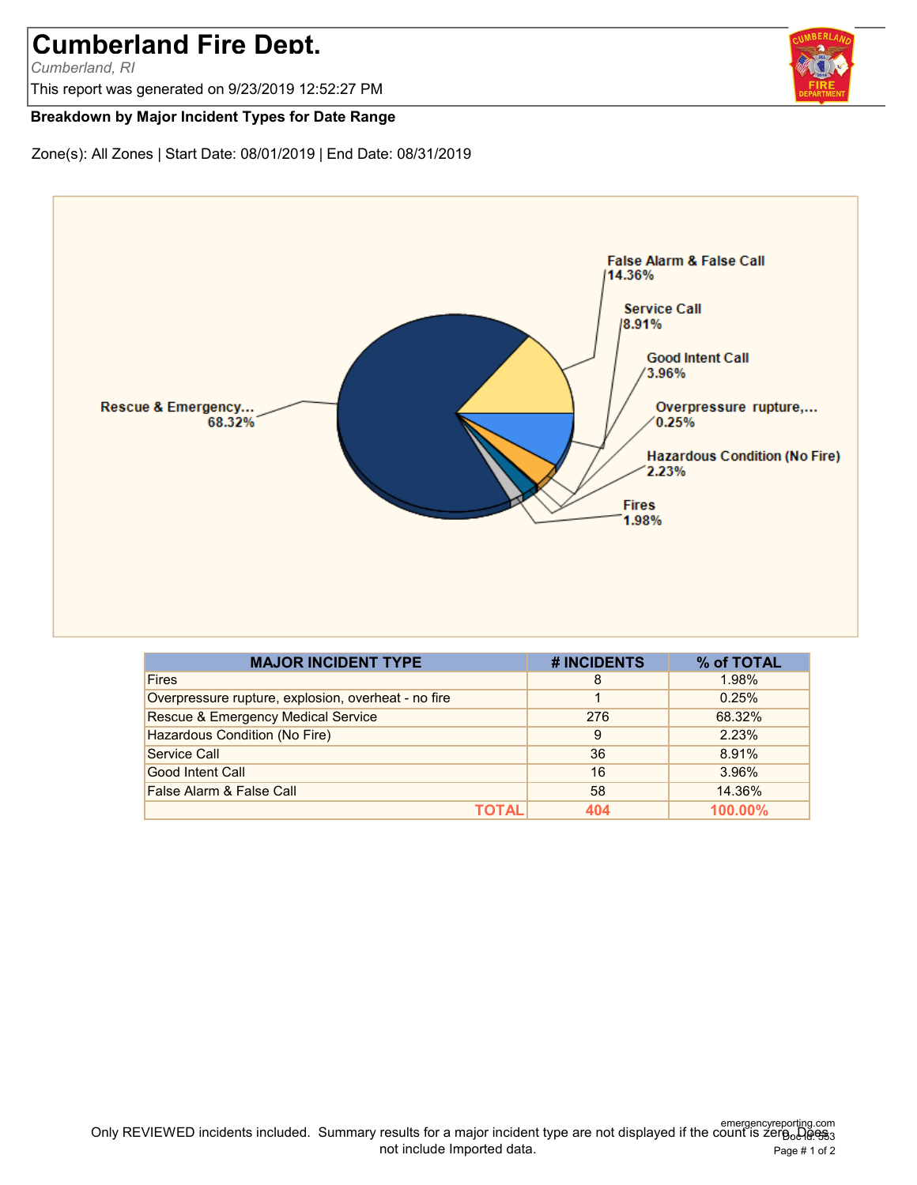# Cumberland Fire Dept.

*Cumberland, RI*

This report was generated on 9/23/2019 12:52:27 PM

**Breakdown by Major Incident Types for Date Range**

Zone(s): All Zones | Start Date: 08/01/2019 | End Date: 08/31/2019

| MAJOR INCIDENT TYPE | # INCIDENTS | % of TOTAL |
|---|---|---|
| Fires | 8 | 1.98% |
| Overpressure rupture, explosion, overheat - no fire | 1 | 0.25% |
| Rescue & Emergency Medical Service | 276 | 68.32% |
| Hazardous Condition (No Fire) | 9 | 2.23% |
| Service Call | 36 | 8.91% |
| Good Intent Call | 16 | 3.96% |
| False Alarm & False Call | 58 | 14.36% |
| **TOTAL** | **404** | **100.00%** |

Only REVIEWED incidents included. Summary results for a major incident type are not displayed if the count is zero. Does not include Imported data.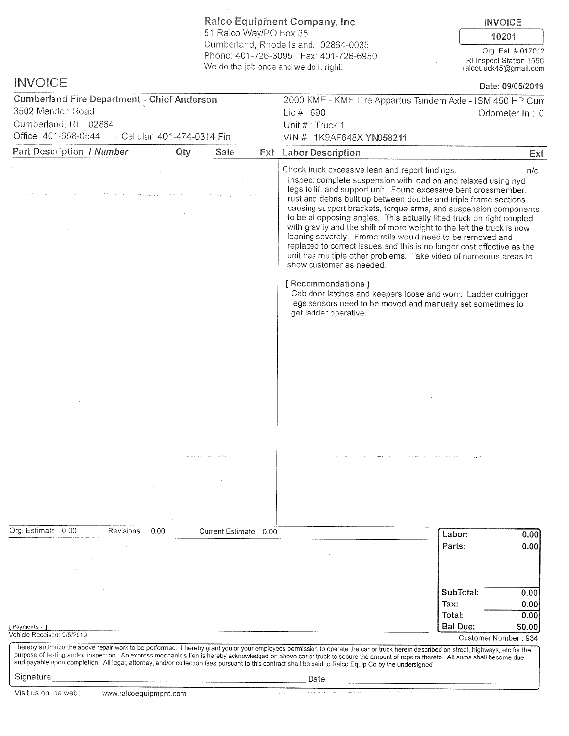**Ralco Equipment Company, Inc**
51 Ralco Way/PO Box 35
Cumberland, Rhode Island. 02864-0035
Phone: 401-726-3095 Fax: 401-726-6950
We do the job once and we do it right!

**INVOICE**
**10201**
Org. Est. # 017012
RI Inspect Station 155C
ralcotruck45@gmail.com

# INVOICE

**Date: 09/05/2019**

**Cumberland Fire Department - Chief Anderson**
3502 Mendon Road
Cumberland, RI 02864
Office 401-658-0544 -- Cellular 401-474-0314 Fin

2000 KME - KME Fire Appartus Tandem Axle - ISM 450 HP Cum
Lic # : 690
Odometer In : 0
Unit # : Truck 1
VIN # : 1K9AF648X **YN058211**

| Part Description / Number | Qty | Sale | Ext | Labor Description | Ext |
|---|---|---|---|---|---|
| | | | | Check truck excessive lean and report findings. | n/c |
| | | | | Inspect complete suspension with load on and relaxed using hyd legs to lift and support unit. Found excessive bent crossmember, rust and debris built up between double and triple frame sections causing support brackets, torque arms, and suspension components to be at opposing angles. This actually lifted truck on right coupled with gravity and the shift of more weight to the left the truck is now leaning severely. Frame rails would need to be removed and replaced to correct issues and this is no longer cost effective as the unit has multiple other problems. Take video of numeorus areas to show customer as needed. | |
| | | | | [ Recommendations ] Cab door latches and keepers loose and worn. Ladder outrigger legs sensors need to be moved and manually set sometimes to get ladder operative. | |

Org. Estimate 0.00 Revisions 0.00 Current Estimate 0.00

| | |
|---|---|
| Labor: | 0.00 |
| Parts: | 0.00 |
| SubTotal: | 0.00 |
| Tax: | 0.00 |
| Total: | 0.00 |
| Bal Due: | $0.00 |

[ Payments - ]
Vehicle Received: 9/5/2019

Customer Number : 934

I hereby authorize the above repair work to be performed. I hereby grant you or your employees permission to operate the car or truck herein described on street, highways, etc for the purpose of testing and/or inspection. An express mechanic's lien is hereby acknowledged on above car or truck to secure the amount of repairs thereto. All sums shall become due and payable upon completion. All legal, attorney, and/or collection fees pursuant to this contract shall be paid to Ralco Equip Co by the undersigned

Signature ______________________ Date ______________________

Visit us on the web : www.ralcoequipment.com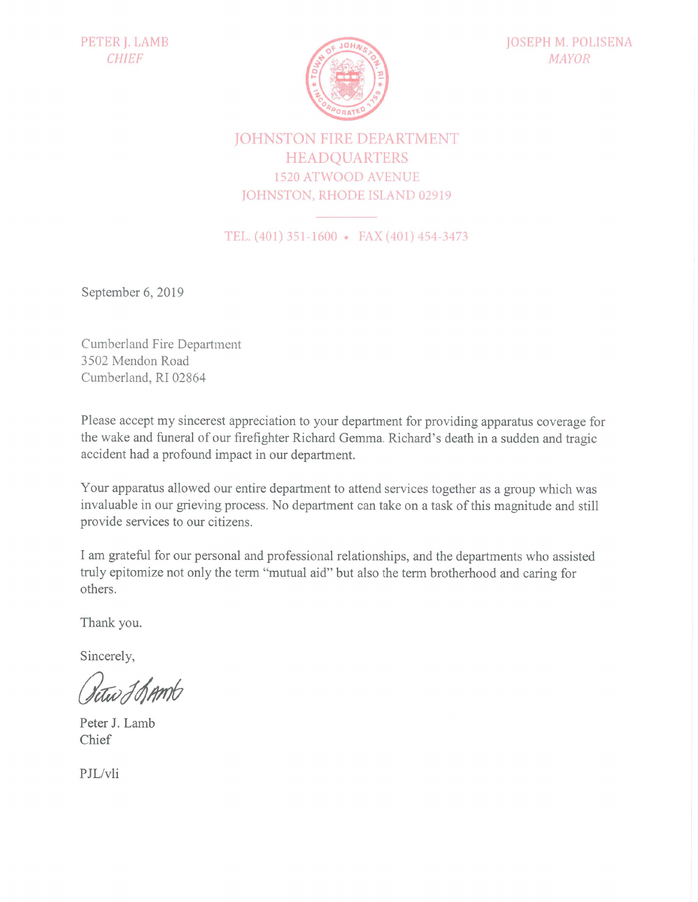PETER J. LAMB
*CHIEF*

JOSEPH M. POLISENA
*MAYOR*

# JOHNSTON FIRE DEPARTMENT HEADQUARTERS

1520 ATWOOD AVENUE
JOHNSTON, RHODE ISLAND 02919

TEL. (401) 351-1600 • FAX (401) 454-3473

September 6, 2019

Cumberland Fire Department
3502 Mendon Road
Cumberland, RI 02864

Please accept my sincerest appreciation to your department for providing apparatus coverage for the wake and funeral of our firefighter Richard Gemma. Richard's death in a sudden and tragic accident had a profound impact in our department.

Your apparatus allowed our entire department to attend services together as a group which was invaluable in our grieving process. No department can take on a task of this magnitude and still provide services to our citizens.

I am grateful for our personal and professional relationships, and the departments who assisted truly epitomize not only the term "mutual aid" but also the term brotherhood and caring for others.

Thank you.

Sincerely,

Peter J. Lamb
Chief

PJL/vli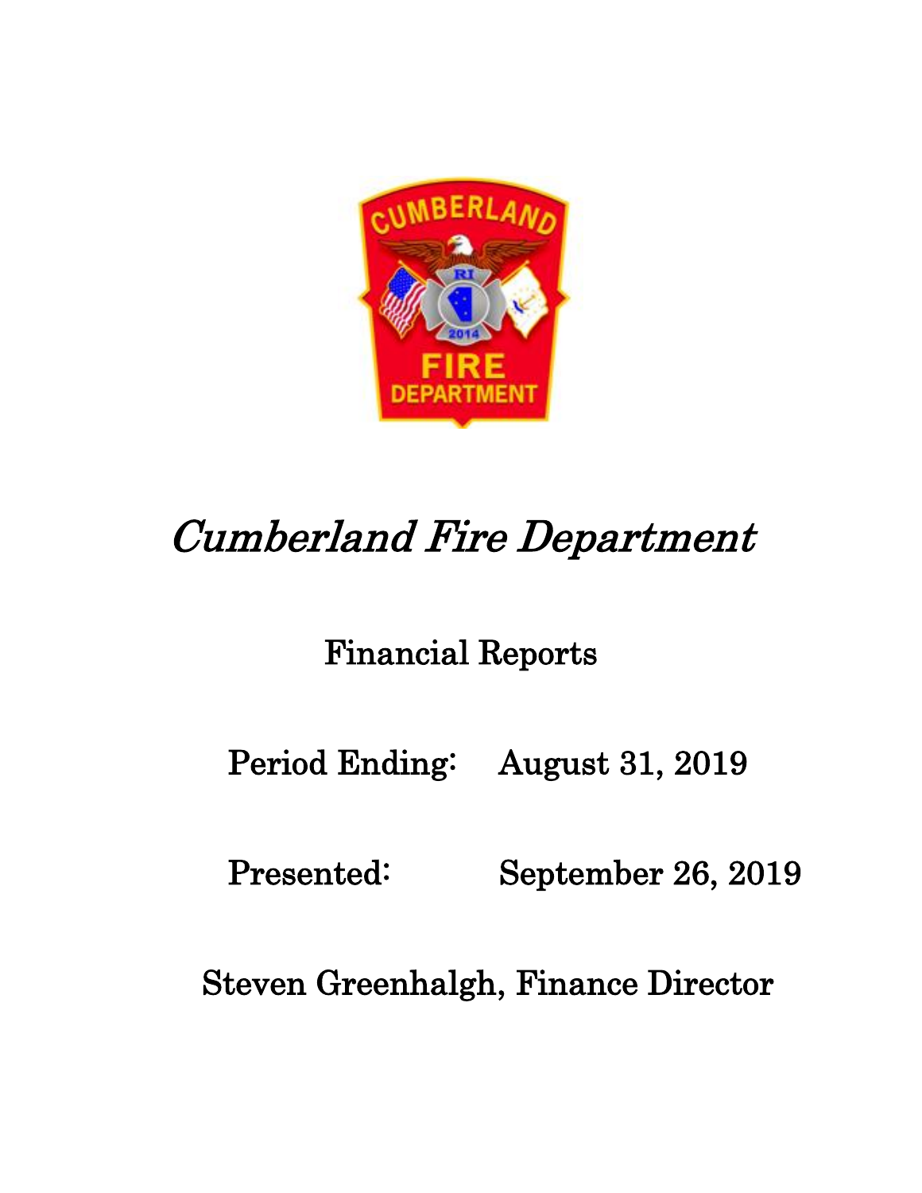# *Cumberland Fire Department*

## Financial Reports

Period Ending: August 31, 2019

Presented: September 26, 2019

Steven Greenhalgh, Finance Director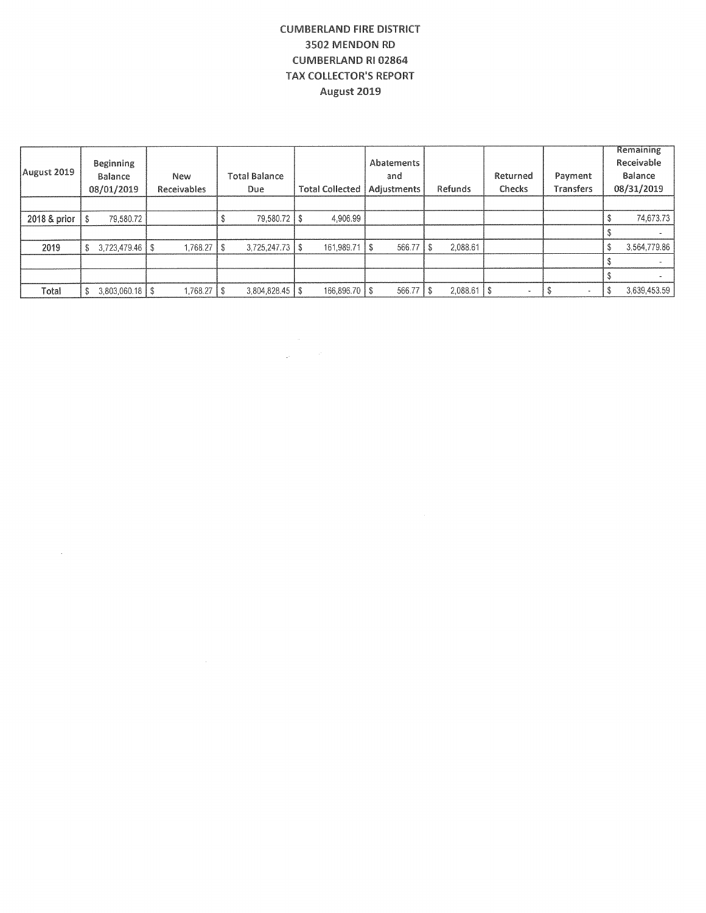# CUMBERLAND FIRE DISTRICT
## 3502 MENDON RD
## CUMBERLAND RI 02864
## TAX COLLECTOR'S REPORT
## August 2019

| August 2019 | Beginning Balance 08/01/2019 | New Receivables | Total Balance Due | Total Collected | Abatements and Adjustments | Refunds | Returned Checks | Payment Transfers | Remaining Receivable Balance 08/31/2019 |
|---|---|---|---|---|---|---|---|---|---|
| | | | | | | | | | |
| 2018 & prior | $ 79,580.72 | | $ 79,580.72 | $ 4,906.99 | | | | | $ 74,673.73 |
| | | | | | | | | | $ - |
| 2019 | $ 3,723,479.46 | $ 1,768.27 | $ 3,725,247.73 | $ 161,989.71 | $ 566.77 | $ 2,088.61 | | | $ 3,564,779.86 |
| | | | | | | | | | $ - |
| | | | | | | | | | $ - |
| Total | $ 3,803,060.18 | $ 1,768.27 | $ 3,804,828.45 | $ 166,896.70 | $ 566.77 | $ 2,088.61 | $ - | $ - | $ 3,639,453.59 |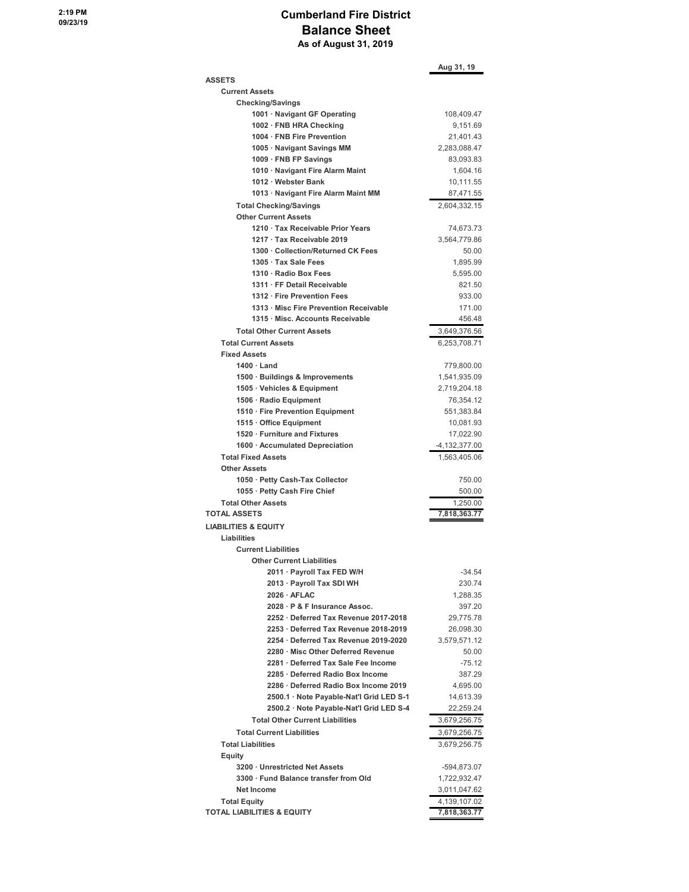# Cumberland Fire District

## Balance Sheet

### As of August 31, 2019

| | Aug 31, 19 |
|---|---|
| **ASSETS** | |
| **Current Assets** | |
| **Checking/Savings** | |
| 1001 · Navigant GF Operating | 108,409.47 |
| 1002 · FNB HRA Checking | 9,151.69 |
| 1004 · FNB Fire Prevention | 21,401.43 |
| 1005 · Navigant Savings MM | 2,283,088.47 |
| 1009 · FNB FP Savings | 83,093.83 |
| 1010 · Navigant Fire Alarm Maint | 1,604.16 |
| 1012 · Webster Bank | 10,111.55 |
| 1013 · Navigant Fire Alarm Maint MM | 87,471.55 |
| **Total Checking/Savings** | 2,604,332.15 |
| **Other Current Assets** | |
| 1210 · Tax Receivable Prior Years | 74,673.73 |
| 1217 · Tax Receivable 2019 | 3,564,779.86 |
| 1300 · Collection/Returned CK Fees | 50.00 |
| 1305 · Tax Sale Fees | 1,895.99 |
| 1310 · Radio Box Fees | 5,595.00 |
| 1311 · FF Detail Receivable | 821.50 |
| 1312 · Fire Prevention Fees | 933.00 |
| 1313 · Misc Fire Prevention Receivable | 171.00 |
| 1315 · Misc. Accounts Receivable | 456.48 |
| **Total Other Current Assets** | 3,649,376.56 |
| **Total Current Assets** | 6,253,708.71 |
| **Fixed Assets** | |
| 1400 · Land | 779,800.00 |
| 1500 · Buildings & Improvements | 1,541,935.09 |
| 1505 · Vehicles & Equipment | 2,719,204.18 |
| 1506 · Radio Equipment | 76,354.12 |
| 1510 · Fire Prevention Equipment | 551,383.84 |
| 1515 · Office Equipment | 10,081.93 |
| 1520 · Furniture and Fixtures | 17,022.90 |
| 1600 · Accumulated Depreciation | -4,132,377.00 |
| **Total Fixed Assets** | 1,563,405.06 |
| **Other Assets** | |
| 1050 · Petty Cash-Tax Collector | 750.00 |
| 1055 · Petty Cash Fire Chief | 500.00 |
| **Total Other Assets** | 1,250.00 |
| **TOTAL ASSETS** | **7,818,363.77** |
| **LIABILITIES & EQUITY** | |
| **Liabilities** | |
| **Current Liabilities** | |
| **Other Current Liabilities** | |
| 2011 · Payroll Tax FED W/H | -34.54 |
| 2013 · Payroll Tax SDI WH | 230.74 |
| 2026 · AFLAC | 1,288.35 |
| 2028 · P & F Insurance Assoc. | 397.20 |
| 2252 · Deferred Tax Revenue 2017-2018 | 29,775.78 |
| 2253 · Deferred Tax Revenue 2018-2019 | 26,098.30 |
| 2254 · Deferred Tax Revenue 2019-2020 | 3,579,571.12 |
| 2280 · Misc Other Deferred Revenue | 50.00 |
| 2281 · Deferred Tax Sale Fee Income | -75.12 |
| 2285 · Deferred Radio Box Income | 387.29 |
| 2286 · Deferred Radio Box Income 2019 | 4,695.00 |
| 2500.1 · Note Payable-Nat'l Grid LED S-1 | 14,613.39 |
| 2500.2 · Note Payable-Nat'l Grid LED S-4 | 22,259.24 |
| **Total Other Current Liabilities** | 3,679,256.75 |
| **Total Current Liabilities** | 3,679,256.75 |
| **Total Liabilities** | 3,679,256.75 |
| **Equity** | |
| 3200 · Unrestricted Net Assets | -594,873.07 |
| 3300 · Fund Balance transfer from Old | 1,722,932.47 |
| Net Income | 3,011,047.62 |
| **Total Equity** | 4,139,107.02 |
| **TOTAL LIABILITIES & EQUITY** | **7,818,363.77** |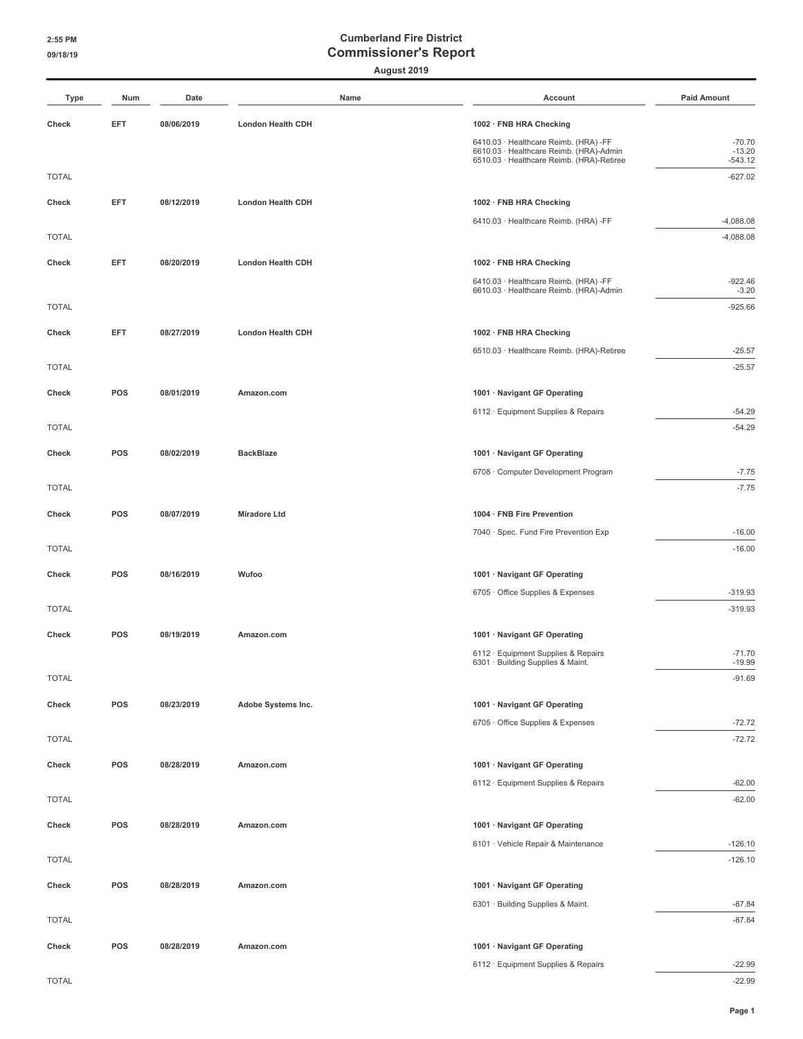# Cumberland Fire District

## Commissioner's Report

**August 2019**

| Type | Num | Date | Name | Account | Paid Amount |
|---|---|---|---|---|---|
| Check | EFT | 08/06/2019 | London Health CDH | 1002 · FNB HRA Checking | |
| | | | | 6410.03 · Healthcare Reimb. (HRA) -FF | -70.70 |
| | | | | 6610.03 · Healthcare Reimb. (HRA)-Admin | -13.20 |
| | | | | 6510.03 · Healthcare Reimb. (HRA)-Retiree | -543.12 |
| TOTAL | | | | | -627.02 |
| Check | EFT | 08/12/2019 | London Health CDH | 1002 · FNB HRA Checking | |
| | | | | 6410.03 · Healthcare Reimb. (HRA) -FF | -4,088.08 |
| TOTAL | | | | | -4,088.08 |
| Check | EFT | 08/20/2019 | London Health CDH | 1002 · FNB HRA Checking | |
| | | | | 6410.03 · Healthcare Reimb. (HRA) -FF | -922.46 |
| | | | | 6610.03 · Healthcare Reimb. (HRA)-Admin | -3.20 |
| TOTAL | | | | | -925.66 |
| Check | EFT | 08/27/2019 | London Health CDH | 1002 · FNB HRA Checking | |
| | | | | 6510.03 · Healthcare Reimb. (HRA)-Retiree | -25.57 |
| TOTAL | | | | | -25.57 |
| Check | POS | 08/01/2019 | Amazon.com | 1001 · Navigant GF Operating | |
| | | | | 6112 · Equipment Supplies & Repairs | -54.29 |
| TOTAL | | | | | -54.29 |
| Check | POS | 08/02/2019 | BackBlaze | 1001 · Navigant GF Operating | |
| | | | | 6708 · Computer Development Program | -7.75 |
| TOTAL | | | | | -7.75 |
| Check | POS | 08/07/2019 | Miradore Ltd | 1004 · FNB Fire Prevention | |
| | | | | 7040 · Spec. Fund Fire Prevention Exp | -16.00 |
| TOTAL | | | | | -16.00 |
| Check | POS | 08/16/2019 | Wufoo | 1001 · Navigant GF Operating | |
| | | | | 6705 · Office Supplies & Expenses | -319.93 |
| TOTAL | | | | | -319.93 |
| Check | POS | 08/19/2019 | Amazon.com | 1001 · Navigant GF Operating | |
| | | | | 6112 · Equipment Supplies & Repairs | -71.70 |
| | | | | 6301 · Building Supplies & Maint. | -19.99 |
| TOTAL | | | | | -91.69 |
| Check | POS | 08/23/2019 | Adobe Systems Inc. | 1001 · Navigant GF Operating | |
| | | | | 6705 · Office Supplies & Expenses | -72.72 |
| TOTAL | | | | | -72.72 |
| Check | POS | 08/28/2019 | Amazon.com | 1001 · Navigant GF Operating | |
| | | | | 6112 · Equipment Supplies & Repairs | -62.00 |
| TOTAL | | | | | -62.00 |
| Check | POS | 08/28/2019 | Amazon.com | 1001 · Navigant GF Operating | |
| | | | | 6101 · Vehicle Repair & Maintenance | -126.10 |
| TOTAL | | | | | -126.10 |
| Check | POS | 08/28/2019 | Amazon.com | 1001 · Navigant GF Operating | |
| | | | | 6301 · Building Supplies & Maint. | -87.84 |
| TOTAL | | | | | -87.84 |
| Check | POS | 08/28/2019 | Amazon.com | 1001 · Navigant GF Operating | |
| | | | | 6112 · Equipment Supplies & Repairs | -22.99 |
| TOTAL | | | | | -22.99 |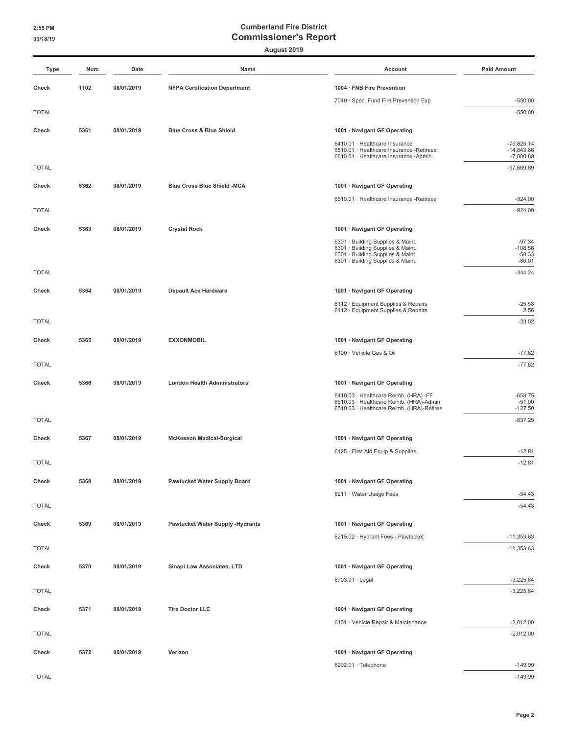# Cumberland Fire District
## Commissioner's Report
### August 2019

| Type | Num | Date | Name | Account | Paid Amount |
|---|---|---|---|---|---|
| Check | 1102 | 08/01/2019 | NFPA Certification Department | 1004 · FNB Fire Prevention | |
| | | | | 7040 · Spec. Fund Fire Prevention Exp | -550.00 |
| TOTAL | | | | | -550.00 |
| Check | 5361 | 08/01/2019 | Blue Cross & Blue Shield | 1001 · Navigant GF Operating | |
| | | | | 6410.01 · Healthcare Insurance | -75,825.14 |
| | | | | 6510.01 · Healthcare Insurance -Retirees | -14,843.86 |
| | | | | 6610.01 · Healthcare Insurance -Admin | -7,000.89 |
| TOTAL | | | | | -97,669.89 |
| Check | 5362 | 08/01/2019 | Blue Cross Blue Shield -MCA | 1001 · Navigant GF Operating | |
| | | | | 6510.01 · Healthcare Insurance -Retirees | -924.00 |
| TOTAL | | | | | -924.00 |
| Check | 5363 | 08/01/2019 | Crystal Rock | 1001 · Navigant GF Operating | |
| | | | | 6301 · Building Supplies & Maint. | -97.34 |
| | | | | 6301 · Building Supplies & Maint. | -108.56 |
| | | | | 6301 · Building Supplies & Maint. | -58.33 |
| | | | | 6301 · Building Supplies & Maint. | -80.01 |
| TOTAL | | | | | -344.24 |
| Check | 5364 | 08/01/2019 | Depault Ace Hardware | 1001 · Navigant GF Operating | |
| | | | | 6112 · Equipment Supplies & Repairs | -25.58 |
| | | | | 6112 · Equipment Supplies & Repairs | 2.56 |
| TOTAL | | | | | -23.02 |
| Check | 5365 | 08/01/2019 | EXXONMOBIL | 1001 · Navigant GF Operating | |
| | | | | 6100 · Vehicle Gas & Oil | -77.62 |
| TOTAL | | | | | -77.62 |
| Check | 5366 | 08/01/2019 | London Health Administrators | 1001 · Navigant GF Operating | |
| | | | | 6410.03 · Healthcare Reimb. (HRA) -FF | -658.75 |
| | | | | 6610.03 · Healthcare Reimb. (HRA)-Admin | -51.00 |
| | | | | 6510.03 · Healthcare Reimb. (HRA)-Retiree | -127.50 |
| TOTAL | | | | | -837.25 |
| Check | 5367 | 08/01/2019 | McKesson Medical-Surgical | 1001 · Navigant GF Operating | |
| | | | | 6125 · First Aid Equip & Supplies | -12.81 |
| TOTAL | | | | | -12.81 |
| Check | 5368 | 08/01/2019 | Pawtucket Water Supply Board | 1001 · Navigant GF Operating | |
| | | | | 6211 · Water Usage Fees | -54.43 |
| TOTAL | | | | | -54.43 |
| Check | 5369 | 08/01/2019 | Pawtucket Water Supply -Hydrants | 1001 · Navigant GF Operating | |
| | | | | 6215.02 · Hydrant Fees - Pawtucket | -11,353.63 |
| TOTAL | | | | | -11,353.63 |
| Check | 5370 | 08/01/2019 | Sinapi Law Associates, LTD | 1001 · Navigant GF Operating | |
| | | | | 6703.01 · Legal | -3,225.64 |
| TOTAL | | | | | -3,225.64 |
| Check | 5371 | 08/01/2019 | Tire Doctor LLC | 1001 · Navigant GF Operating | |
| | | | | 6101 · Vehicle Repair & Maintenance | -2,012.00 |
| TOTAL | | | | | -2,012.00 |
| Check | 5372 | 08/01/2019 | Verizon | 1001 · Navigant GF Operating | |
| | | | | 6202.01 · Telephone | -149.99 |
| TOTAL | | | | | -149.99 |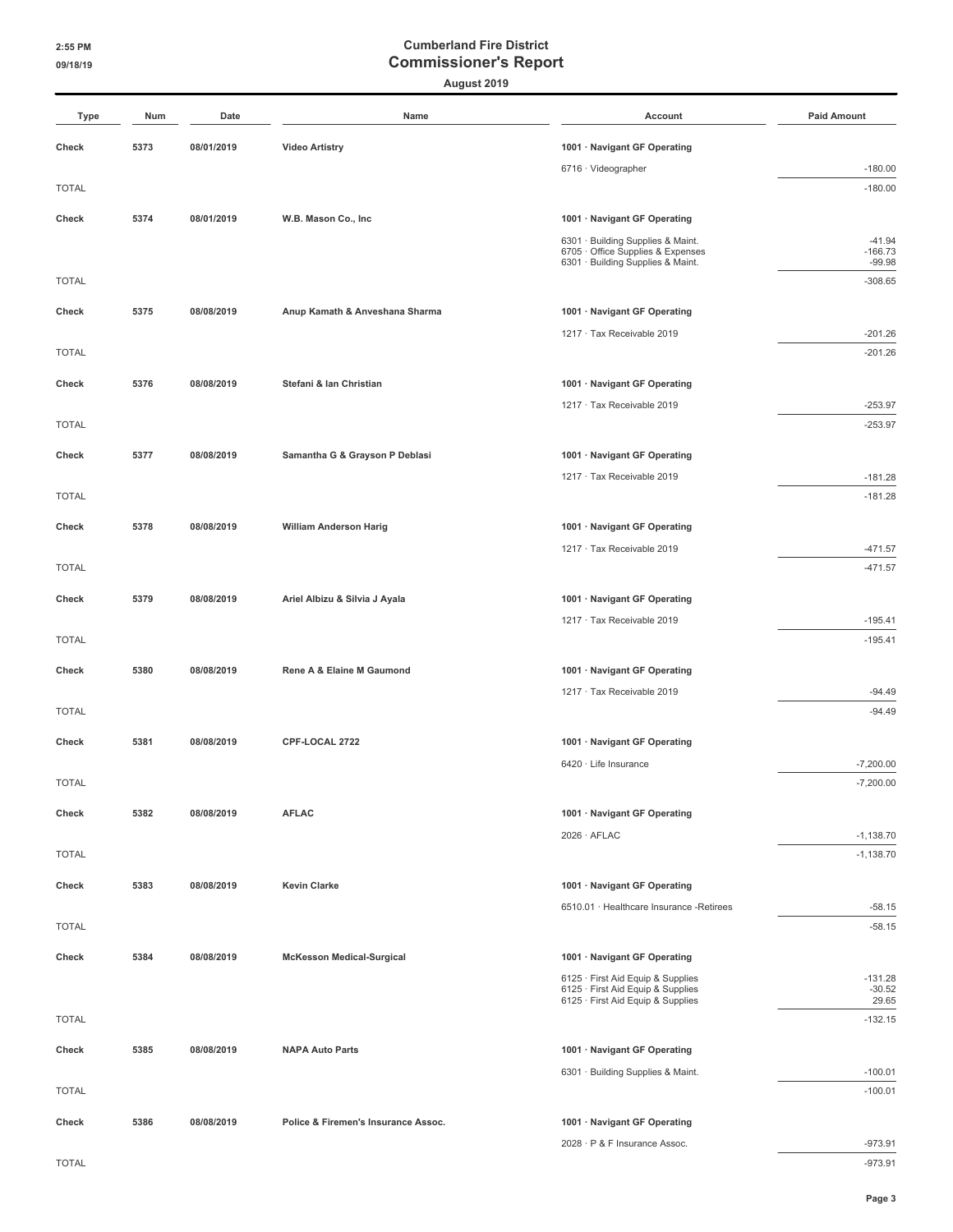# Cumberland Fire District
## Commissioner's Report
**August 2019**

| Type | Num | Date | Name | Account | Paid Amount |
|---|---|---|---|---|---|
| **Check** | **5373** | **08/01/2019** | **Video Artistry** | **1001 · Navigant GF Operating** | |
| | | | | 6716 · Videographer | -180.00 |
| TOTAL | | | | | -180.00 |
| **Check** | **5374** | **08/01/2019** | **W.B. Mason Co., Inc** | **1001 · Navigant GF Operating** | |
| | | | | 6301 · Building Supplies & Maint. | -41.94 |
| | | | | 6705 · Office Supplies & Expenses | -166.73 |
| | | | | 6301 · Building Supplies & Maint. | -99.98 |
| TOTAL | | | | | -308.65 |
| **Check** | **5375** | **08/08/2019** | **Anup Kamath & Anveshana Sharma** | **1001 · Navigant GF Operating** | |
| | | | | 1217 · Tax Receivable 2019 | -201.26 |
| TOTAL | | | | | -201.26 |
| **Check** | **5376** | **08/08/2019** | **Stefani & Ian Christian** | **1001 · Navigant GF Operating** | |
| | | | | 1217 · Tax Receivable 2019 | -253.97 |
| TOTAL | | | | | -253.97 |
| **Check** | **5377** | **08/08/2019** | **Samantha G & Grayson P Deblasi** | **1001 · Navigant GF Operating** | |
| | | | | 1217 · Tax Receivable 2019 | -181.28 |
| TOTAL | | | | | -181.28 |
| **Check** | **5378** | **08/08/2019** | **William Anderson Harig** | **1001 · Navigant GF Operating** | |
| | | | | 1217 · Tax Receivable 2019 | -471.57 |
| TOTAL | | | | | -471.57 |
| **Check** | **5379** | **08/08/2019** | **Ariel Albizu & Silvia J Ayala** | **1001 · Navigant GF Operating** | |
| | | | | 1217 · Tax Receivable 2019 | -195.41 |
| TOTAL | | | | | -195.41 |
| **Check** | **5380** | **08/08/2019** | **Rene A & Elaine M Gaumond** | **1001 · Navigant GF Operating** | |
| | | | | 1217 · Tax Receivable 2019 | -94.49 |
| TOTAL | | | | | -94.49 |
| **Check** | **5381** | **08/08/2019** | **CPF-LOCAL 2722** | **1001 · Navigant GF Operating** | |
| | | | | 6420 · Life Insurance | -7,200.00 |
| TOTAL | | | | | -7,200.00 |
| **Check** | **5382** | **08/08/2019** | **AFLAC** | **1001 · Navigant GF Operating** | |
| | | | | 2026 · AFLAC | -1,138.70 |
| TOTAL | | | | | -1,138.70 |
| **Check** | **5383** | **08/08/2019** | **Kevin Clarke** | **1001 · Navigant GF Operating** | |
| | | | | 6510.01 · Healthcare Insurance -Retirees | -58.15 |
| TOTAL | | | | | -58.15 |
| **Check** | **5384** | **08/08/2019** | **McKesson Medical-Surgical** | **1001 · Navigant GF Operating** | |
| | | | | 6125 · First Aid Equip & Supplies | -131.28 |
| | | | | 6125 · First Aid Equip & Supplies | -30.52 |
| | | | | 6125 · First Aid Equip & Supplies | 29.65 |
| TOTAL | | | | | -132.15 |
| **Check** | **5385** | **08/08/2019** | **NAPA Auto Parts** | **1001 · Navigant GF Operating** | |
| | | | | 6301 · Building Supplies & Maint. | -100.01 |
| TOTAL | | | | | -100.01 |
| **Check** | **5386** | **08/08/2019** | **Police & Firemen's Insurance Assoc.** | **1001 · Navigant GF Operating** | |
| | | | | 2028 · P & F Insurance Assoc. | -973.91 |
| TOTAL | | | | | -973.91 |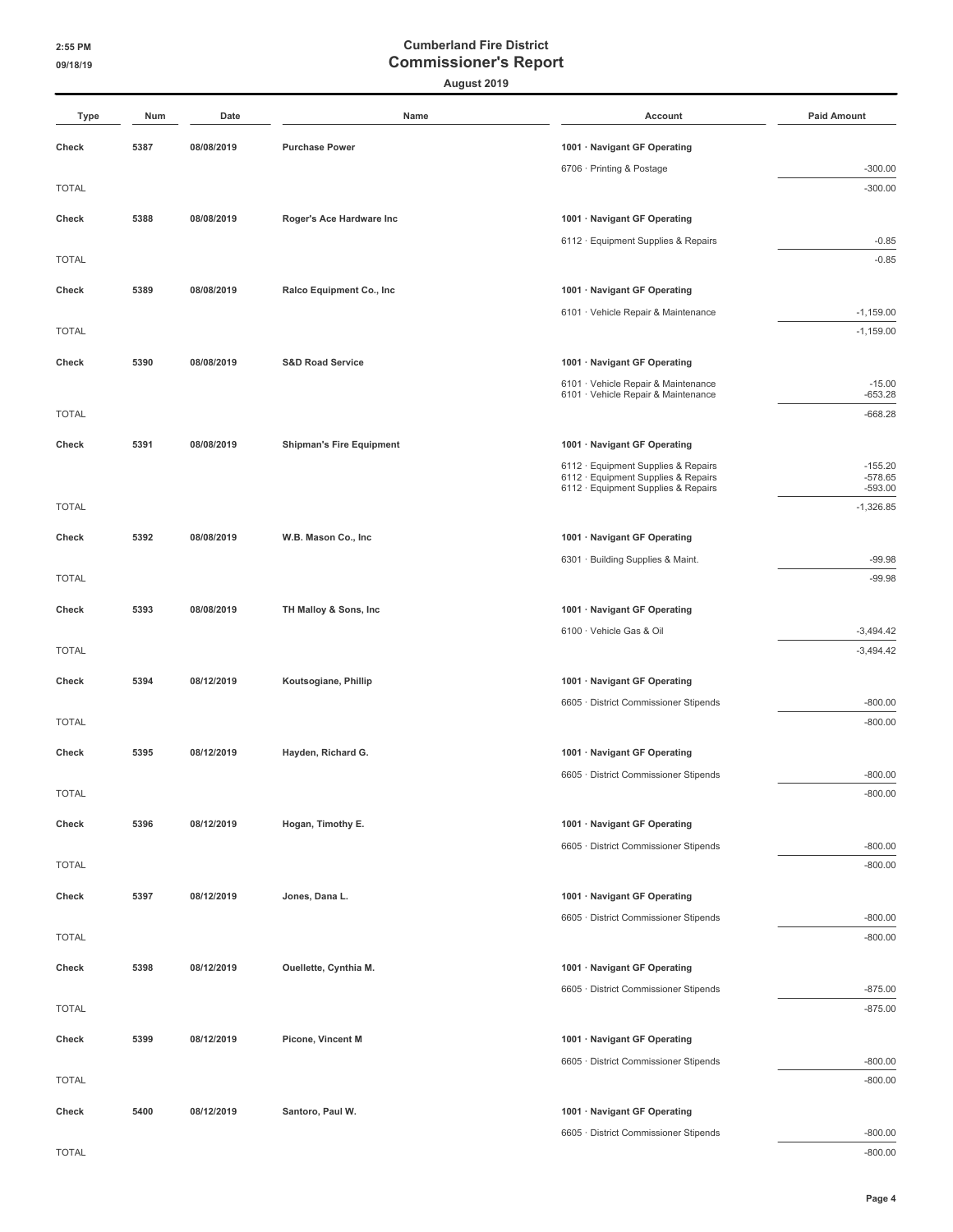# Cumberland Fire District
## Commissioner's Report
### August 2019

| Type | Num | Date | Name | Account | Paid Amount |
|---|---|---|---|---|---|
| Check | 5387 | 08/08/2019 | Purchase Power | 1001 · Navigant GF Operating | |
| | | | | 6706 · Printing & Postage | -300.00 |
| TOTAL | | | | | -300.00 |
| Check | 5388 | 08/08/2019 | Roger's Ace Hardware Inc | 1001 · Navigant GF Operating | |
| | | | | 6112 · Equipment Supplies & Repairs | -0.85 |
| TOTAL | | | | | -0.85 |
| Check | 5389 | 08/08/2019 | Ralco Equipment Co., Inc | 1001 · Navigant GF Operating | |
| | | | | 6101 · Vehicle Repair & Maintenance | -1,159.00 |
| TOTAL | | | | | -1,159.00 |
| Check | 5390 | 08/08/2019 | S&D Road Service | 1001 · Navigant GF Operating | |
| | | | | 6101 · Vehicle Repair & Maintenance | -15.00 |
| | | | | 6101 · Vehicle Repair & Maintenance | -653.28 |
| TOTAL | | | | | -668.28 |
| Check | 5391 | 08/08/2019 | Shipman's Fire Equipment | 1001 · Navigant GF Operating | |
| | | | | 6112 · Equipment Supplies & Repairs | -155.20 |
| | | | | 6112 · Equipment Supplies & Repairs | -578.65 |
| | | | | 6112 · Equipment Supplies & Repairs | -593.00 |
| TOTAL | | | | | -1,326.85 |
| Check | 5392 | 08/08/2019 | W.B. Mason Co., Inc | 1001 · Navigant GF Operating | |
| | | | | 6301 · Building Supplies & Maint. | -99.98 |
| TOTAL | | | | | -99.98 |
| Check | 5393 | 08/08/2019 | TH Malloy & Sons, Inc | 1001 · Navigant GF Operating | |
| | | | | 6100 · Vehicle Gas & Oil | -3,494.42 |
| TOTAL | | | | | -3,494.42 |
| Check | 5394 | 08/12/2019 | Koutsogiane, Phillip | 1001 · Navigant GF Operating | |
| | | | | 6605 · District Commissioner Stipends | -800.00 |
| TOTAL | | | | | -800.00 |
| Check | 5395 | 08/12/2019 | Hayden, Richard G. | 1001 · Navigant GF Operating | |
| | | | | 6605 · District Commissioner Stipends | -800.00 |
| TOTAL | | | | | -800.00 |
| Check | 5396 | 08/12/2019 | Hogan, Timothy E. | 1001 · Navigant GF Operating | |
| | | | | 6605 · District Commissioner Stipends | -800.00 |
| TOTAL | | | | | -800.00 |
| Check | 5397 | 08/12/2019 | Jones, Dana L. | 1001 · Navigant GF Operating | |
| | | | | 6605 · District Commissioner Stipends | -800.00 |
| TOTAL | | | | | -800.00 |
| Check | 5398 | 08/12/2019 | Ouellette, Cynthia M. | 1001 · Navigant GF Operating | |
| | | | | 6605 · District Commissioner Stipends | -875.00 |
| TOTAL | | | | | -875.00 |
| Check | 5399 | 08/12/2019 | Picone, Vincent M | 1001 · Navigant GF Operating | |
| | | | | 6605 · District Commissioner Stipends | -800.00 |
| TOTAL | | | | | -800.00 |
| Check | 5400 | 08/12/2019 | Santoro, Paul W. | 1001 · Navigant GF Operating | |
| | | | | 6605 · District Commissioner Stipends | -800.00 |
| TOTAL | | | | | -800.00 |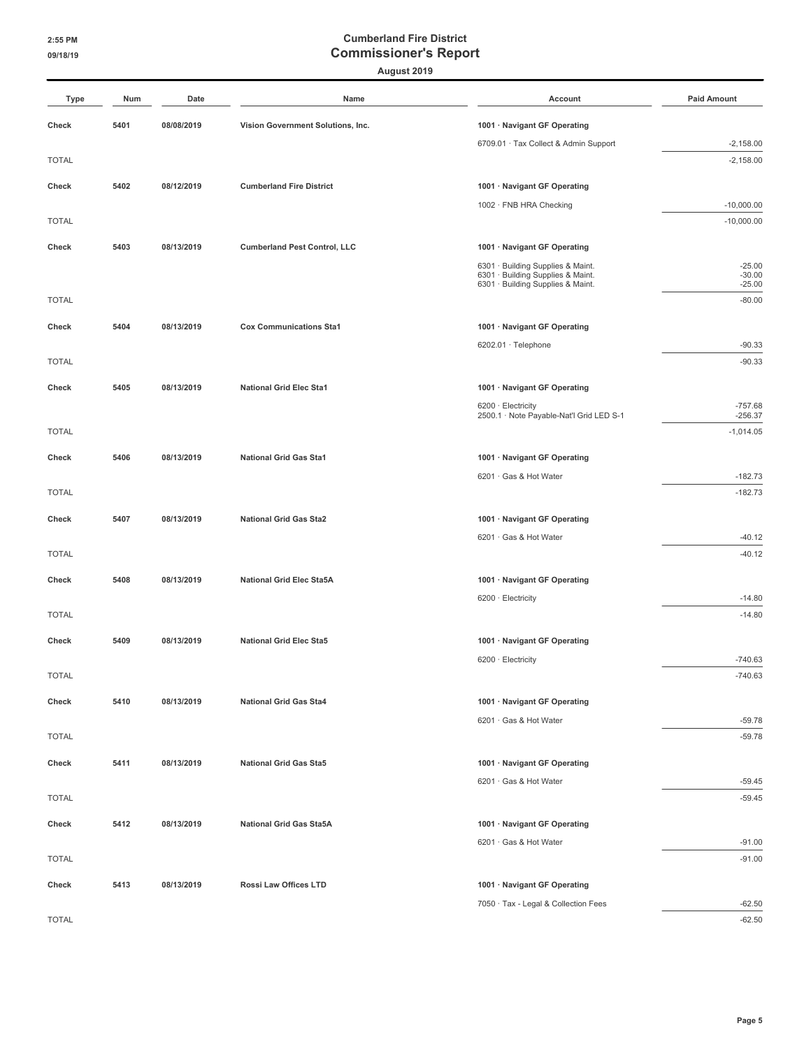# Cumberland Fire District

## Commissioner's Report

### August 2019

| Type | Num | Date | Name | Account | Paid Amount |
|---|---|---|---|---|---|
| **Check** | **5401** | **08/08/2019** | **Vision Government Solutions, Inc.** | **1001 · Navigant GF Operating** | |
| | | | | 6709.01 · Tax Collect & Admin Support | -2,158.00 |
| TOTAL | | | | | -2,158.00 |
| **Check** | **5402** | **08/12/2019** | **Cumberland Fire District** | **1001 · Navigant GF Operating** | |
| | | | | 1002 · FNB HRA Checking | -10,000.00 |
| TOTAL | | | | | -10,000.00 |
| **Check** | **5403** | **08/13/2019** | **Cumberland Pest Control, LLC** | **1001 · Navigant GF Operating** | |
| | | | | 6301 · Building Supplies & Maint. | -25.00 |
| | | | | 6301 · Building Supplies & Maint. | -30.00 |
| | | | | 6301 · Building Supplies & Maint. | -25.00 |
| TOTAL | | | | | -80.00 |
| **Check** | **5404** | **08/13/2019** | **Cox Communications Sta1** | **1001 · Navigant GF Operating** | |
| | | | | 6202.01 · Telephone | -90.33 |
| TOTAL | | | | | -90.33 |
| **Check** | **5405** | **08/13/2019** | **National Grid Elec Sta1** | **1001 · Navigant GF Operating** | |
| | | | | 6200 · Electricity | -757.68 |
| | | | | 2500.1 · Note Payable-Nat'l Grid LED S-1 | -256.37 |
| TOTAL | | | | | -1,014.05 |
| **Check** | **5406** | **08/13/2019** | **National Grid Gas Sta1** | **1001 · Navigant GF Operating** | |
| | | | | 6201 · Gas & Hot Water | -182.73 |
| TOTAL | | | | | -182.73 |
| **Check** | **5407** | **08/13/2019** | **National Grid Gas Sta2** | **1001 · Navigant GF Operating** | |
| | | | | 6201 · Gas & Hot Water | -40.12 |
| TOTAL | | | | | -40.12 |
| **Check** | **5408** | **08/13/2019** | **National Grid Elec Sta5A** | **1001 · Navigant GF Operating** | |
| | | | | 6200 · Electricity | -14.80 |
| TOTAL | | | | | -14.80 |
| **Check** | **5409** | **08/13/2019** | **National Grid Elec Sta5** | **1001 · Navigant GF Operating** | |
| | | | | 6200 · Electricity | -740.63 |
| TOTAL | | | | | -740.63 |
| **Check** | **5410** | **08/13/2019** | **National Grid Gas Sta4** | **1001 · Navigant GF Operating** | |
| | | | | 6201 · Gas & Hot Water | -59.78 |
| TOTAL | | | | | -59.78 |
| **Check** | **5411** | **08/13/2019** | **National Grid Gas Sta5** | **1001 · Navigant GF Operating** | |
| | | | | 6201 · Gas & Hot Water | -59.45 |
| TOTAL | | | | | -59.45 |
| **Check** | **5412** | **08/13/2019** | **National Grid Gas Sta5A** | **1001 · Navigant GF Operating** | |
| | | | | 6201 · Gas & Hot Water | -91.00 |
| TOTAL | | | | | -91.00 |
| **Check** | **5413** | **08/13/2019** | **Rossi Law Offices LTD** | **1001 · Navigant GF Operating** | |
| | | | | 7050 · Tax - Legal & Collection Fees | -62.50 |
| TOTAL | | | | | -62.50 |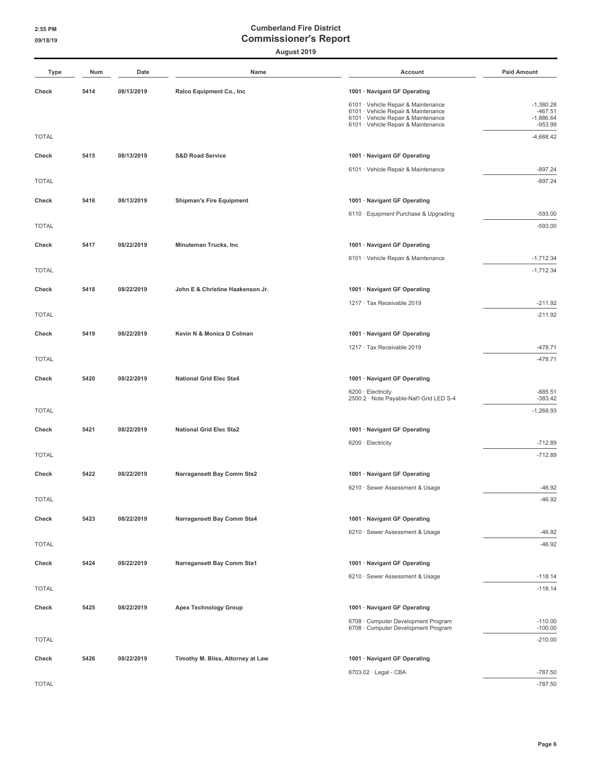# Cumberland Fire District

## Commissioner's Report

### August 2019

| Type | Num | Date | Name | Account | Paid Amount |
|---|---|---|---|---|---|
| Check | 5414 | 08/13/2019 | Ralco Equipment Co., Inc | 1001 · Navigant GF Operating | |
| | | | | 6101 · Vehicle Repair & Maintenance | -1,380.28 |
| | | | | 6101 · Vehicle Repair & Maintenance | -467.51 |
| | | | | 6101 · Vehicle Repair & Maintenance | -1,886.64 |
| | | | | 6101 · Vehicle Repair & Maintenance | -953.99 |
| TOTAL | | | | | -4,688.42 |
| Check | 5415 | 08/13/2019 | S&D Road Service | 1001 · Navigant GF Operating | |
| | | | | 6101 · Vehicle Repair & Maintenance | -897.24 |
| TOTAL | | | | | -897.24 |
| Check | 5416 | 08/13/2019 | Shipman's Fire Equipment | 1001 · Navigant GF Operating | |
| | | | | 6110 · Equipment Purchase & Upgrading | -593.00 |
| TOTAL | | | | | -593.00 |
| Check | 5417 | 08/22/2019 | Minuteman Trucks, Inc | 1001 · Navigant GF Operating | |
| | | | | 6101 · Vehicle Repair & Maintenance | -1,712.34 |
| TOTAL | | | | | -1,712.34 |
| Check | 5418 | 08/22/2019 | John E & Christine Haakenson Jr. | 1001 · Navigant GF Operating | |
| | | | | 1217 · Tax Receivable 2019 | -211.92 |
| TOTAL | | | | | -211.92 |
| Check | 5419 | 08/22/2019 | Kevin N & Monica D Colman | 1001 · Navigant GF Operating | |
| | | | | 1217 · Tax Receivable 2019 | -478.71 |
| TOTAL | | | | | -478.71 |
| Check | 5420 | 08/22/2019 | National Grid Elec Sta4 | 1001 · Navigant GF Operating | |
| | | | | 6200 · Electricity | -885.51 |
| | | | | 2500.2 · Note Payable-Nat'l Grid LED S-4 | -383.42 |
| TOTAL | | | | | -1,268.93 |
| Check | 5421 | 08/22/2019 | National Grid Elec Sta2 | 1001 · Navigant GF Operating | |
| | | | | 6200 · Electricity | -712.89 |
| TOTAL | | | | | -712.89 |
| Check | 5422 | 08/22/2019 | Narragansett Bay Comm Sta2 | 1001 · Navigant GF Operating | |
| | | | | 6210 · Sewer Assessment & Usage | -46.92 |
| TOTAL | | | | | -46.92 |
| Check | 5423 | 08/22/2019 | Narragansett Bay Comm Sta4 | 1001 · Navigant GF Operating | |
| | | | | 6210 · Sewer Assessment & Usage | -46.92 |
| TOTAL | | | | | -46.92 |
| Check | 5424 | 08/22/2019 | Narragansett Bay Comm Sta1 | 1001 · Navigant GF Operating | |
| | | | | 6210 · Sewer Assessment & Usage | -118.14 |
| TOTAL | | | | | -118.14 |
| Check | 5425 | 08/22/2019 | Apex Technology Group | 1001 · Navigant GF Operating | |
| | | | | 6708 · Computer Development Program | -110.00 |
| | | | | 6708 · Computer Development Program | -100.00 |
| TOTAL | | | | | -210.00 |
| Check | 5426 | 08/22/2019 | Timothy M. Bliss, Attorney at Law | 1001 · Navigant GF Operating | |
| | | | | 6703.02 · Legal - CBA | -787.50 |
| TOTAL | | | | | -787.50 |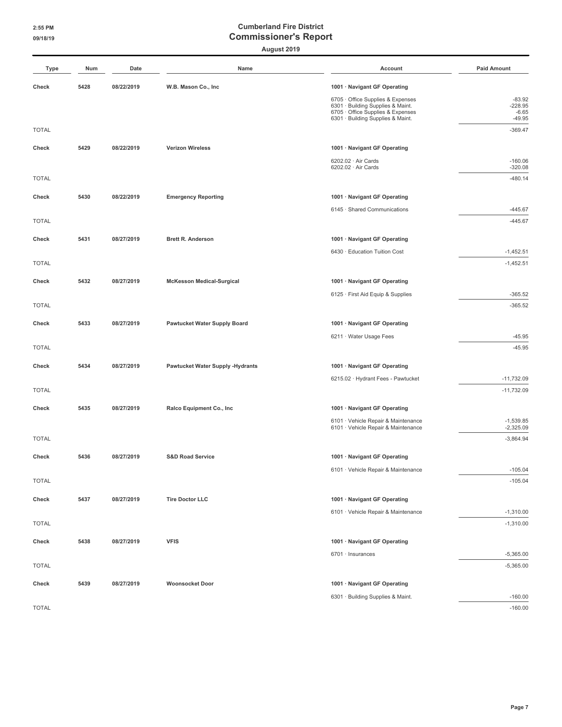# Cumberland Fire District
## Commissioner's Report
### August 2019

| Type | Num | Date | Name | Account | Paid Amount |
|---|---|---|---|---|---|
| **Check** | **5428** | **08/22/2019** | **W.B. Mason Co., Inc** | **1001 · Navigant GF Operating** | |
| | | | | 6705 · Office Supplies & Expenses | -83.92 |
| | | | | 6301 · Building Supplies & Maint. | -228.95 |
| | | | | 6705 · Office Supplies & Expenses | -6.65 |
| | | | | 6301 · Building Supplies & Maint. | -49.95 |
| TOTAL | | | | | -369.47 |
| **Check** | **5429** | **08/22/2019** | **Verizon Wireless** | **1001 · Navigant GF Operating** | |
| | | | | 6202.02 · Air Cards | -160.06 |
| | | | | 6202.02 · Air Cards | -320.08 |
| TOTAL | | | | | -480.14 |
| **Check** | **5430** | **08/22/2019** | **Emergency Reporting** | **1001 · Navigant GF Operating** | |
| | | | | 6145 · Shared Communications | -445.67 |
| TOTAL | | | | | -445.67 |
| **Check** | **5431** | **08/27/2019** | **Brett R. Anderson** | **1001 · Navigant GF Operating** | |
| | | | | 6430 · Education Tuition Cost | -1,452.51 |
| TOTAL | | | | | -1,452.51 |
| **Check** | **5432** | **08/27/2019** | **McKesson Medical-Surgical** | **1001 · Navigant GF Operating** | |
| | | | | 6125 · First Aid Equip & Supplies | -365.52 |
| TOTAL | | | | | -365.52 |
| **Check** | **5433** | **08/27/2019** | **Pawtucket Water Supply Board** | **1001 · Navigant GF Operating** | |
| | | | | 6211 · Water Usage Fees | -45.95 |
| TOTAL | | | | | -45.95 |
| **Check** | **5434** | **08/27/2019** | **Pawtucket Water Supply -Hydrants** | **1001 · Navigant GF Operating** | |
| | | | | 6215.02 · Hydrant Fees - Pawtucket | -11,732.09 |
| TOTAL | | | | | -11,732.09 |
| **Check** | **5435** | **08/27/2019** | **Ralco Equipment Co., Inc** | **1001 · Navigant GF Operating** | |
| | | | | 6101 · Vehicle Repair & Maintenance | -1,539.85 |
| | | | | 6101 · Vehicle Repair & Maintenance | -2,325.09 |
| TOTAL | | | | | -3,864.94 |
| **Check** | **5436** | **08/27/2019** | **S&D Road Service** | **1001 · Navigant GF Operating** | |
| | | | | 6101 · Vehicle Repair & Maintenance | -105.04 |
| TOTAL | | | | | -105.04 |
| **Check** | **5437** | **08/27/2019** | **Tire Doctor LLC** | **1001 · Navigant GF Operating** | |
| | | | | 6101 · Vehicle Repair & Maintenance | -1,310.00 |
| TOTAL | | | | | -1,310.00 |
| **Check** | **5438** | **08/27/2019** | **VFIS** | **1001 · Navigant GF Operating** | |
| | | | | 6701 · Insurances | -5,365.00 |
| TOTAL | | | | | -5,365.00 |
| **Check** | **5439** | **08/27/2019** | **Woonsocket Door** | **1001 · Navigant GF Operating** | |
| | | | | 6301 · Building Supplies & Maint. | -160.00 |
| TOTAL | | | | | -160.00 |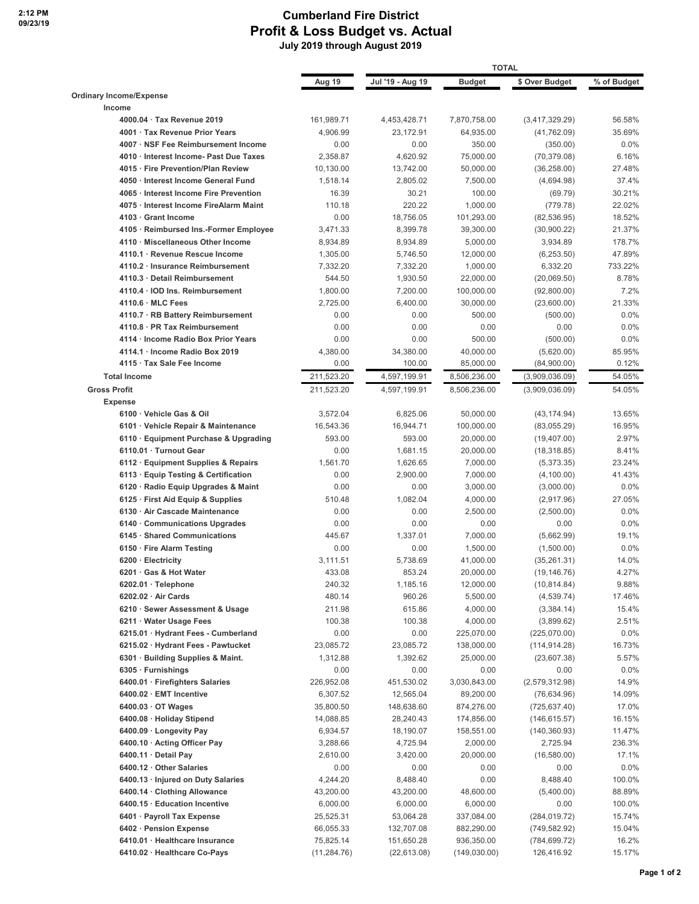# Cumberland Fire District
## Profit & Loss Budget vs. Actual
### July 2019 through August 2019

2:12 PM
09/23/19

| | Aug 19 | Jul '19 - Aug 19 | Budget | $ Over Budget | % of Budget |
|---|---|---|---|---|---|
| | | TOTAL | | | |
| **Ordinary Income/Expense** | | | | | |
| **Income** | | | | | |
| 4000.04 · Tax Revenue 2019 | 161,989.71 | 4,453,428.71 | 7,870,758.00 | (3,417,329.29) | 56.58% |
| 4001 · Tax Revenue Prior Years | 4,906.99 | 23,172.91 | 64,935.00 | (41,762.09) | 35.69% |
| 4007 · NSF Fee Reimbursement Income | 0.00 | 0.00 | 350.00 | (350.00) | 0.0% |
| 4010 · Interest Income- Past Due Taxes | 2,358.87 | 4,620.92 | 75,000.00 | (70,379.08) | 6.16% |
| 4015 · Fire Prevention/Plan Review | 10,130.00 | 13,742.00 | 50,000.00 | (36,258.00) | 27.48% |
| 4050 · Interest Income General Fund | 1,518.14 | 2,805.02 | 7,500.00 | (4,694.98) | 37.4% |
| 4065 · Interest Income Fire Prevention | 16.39 | 30.21 | 100.00 | (69.79) | 30.21% |
| 4075 · Interest Income FireAlarm Maint | 110.18 | 220.22 | 1,000.00 | (779.78) | 22.02% |
| 4103 · Grant Income | 0.00 | 18,756.05 | 101,293.00 | (82,536.95) | 18.52% |
| 4105 · Reimbursed Ins.-Former Employee | 3,471.33 | 8,399.78 | 39,300.00 | (30,900.22) | 21.37% |
| 4110 · Miscellaneous Other Income | 8,934.89 | 8,934.89 | 5,000.00 | 3,934.89 | 178.7% |
| 4110.1 · Revenue Rescue Income | 1,305.00 | 5,746.50 | 12,000.00 | (6,253.50) | 47.89% |
| 4110.2 · Insurance Reimbursement | 7,332.20 | 7,332.20 | 1,000.00 | 6,332.20 | 733.22% |
| 4110.3 · Detail Reimbursement | 544.50 | 1,930.50 | 22,000.00 | (20,069.50) | 8.78% |
| 4110.4 · IOD Ins. Reimbursement | 1,800.00 | 7,200.00 | 100,000.00 | (92,800.00) | 7.2% |
| 4110.6 · MLC Fees | 2,725.00 | 6,400.00 | 30,000.00 | (23,600.00) | 21.33% |
| 4110.7 · RB Battery Reimbursement | 0.00 | 0.00 | 500.00 | (500.00) | 0.0% |
| 4110.8 · PR Tax Reimbursement | 0.00 | 0.00 | 0.00 | 0.00 | 0.0% |
| 4114 · Income Radio Box Prior Years | 0.00 | 0.00 | 500.00 | (500.00) | 0.0% |
| 4114.1 · Income Radio Box 2019 | 4,380.00 | 34,380.00 | 40,000.00 | (5,620.00) | 85.95% |
| 4115 · Tax Sale Fee Income | 0.00 | 100.00 | 85,000.00 | (84,900.00) | 0.12% |
| **Total Income** | 211,523.20 | 4,597,199.91 | 8,506,236.00 | (3,909,036.09) | 54.05% |
| **Gross Profit** | 211,523.20 | 4,597,199.91 | 8,506,236.00 | (3,909,036.09) | 54.05% |
| **Expense** | | | | | |
| 6100 · Vehicle Gas & Oil | 3,572.04 | 6,825.06 | 50,000.00 | (43,174.94) | 13.65% |
| 6101 · Vehicle Repair & Maintenance | 16,543.36 | 16,944.71 | 100,000.00 | (83,055.29) | 16.95% |
| 6110 · Equipment Purchase & Upgrading | 593.00 | 593.00 | 20,000.00 | (19,407.00) | 2.97% |
| 6110.01 · Turnout Gear | 0.00 | 1,681.15 | 20,000.00 | (18,318.85) | 8.41% |
| 6112 · Equipment Supplies & Repairs | 1,561.70 | 1,626.65 | 7,000.00 | (5,373.35) | 23.24% |
| 6113 · Equip Testing & Certification | 0.00 | 2,900.00 | 7,000.00 | (4,100.00) | 41.43% |
| 6120 · Radio Equip Upgrades & Maint | 0.00 | 0.00 | 3,000.00 | (3,000.00) | 0.0% |
| 6125 · First Aid Equip & Supplies | 510.48 | 1,082.04 | 4,000.00 | (2,917.96) | 27.05% |
| 6130 · Air Cascade Maintenance | 0.00 | 0.00 | 2,500.00 | (2,500.00) | 0.0% |
| 6140 · Communications Upgrades | 0.00 | 0.00 | 0.00 | 0.00 | 0.0% |
| 6145 · Shared Communications | 445.67 | 1,337.01 | 7,000.00 | (5,662.99) | 19.1% |
| 6150 · Fire Alarm Testing | 0.00 | 0.00 | 1,500.00 | (1,500.00) | 0.0% |
| 6200 · Electricity | 3,111.51 | 5,738.69 | 41,000.00 | (35,261.31) | 14.0% |
| 6201 · Gas & Hot Water | 433.08 | 853.24 | 20,000.00 | (19,146.76) | 4.27% |
| 6202.01 · Telephone | 240.32 | 1,185.16 | 12,000.00 | (10,814.84) | 9.88% |
| 6202.02 · Air Cards | 480.14 | 960.26 | 5,500.00 | (4,539.74) | 17.46% |
| 6210 · Sewer Assessment & Usage | 211.98 | 615.86 | 4,000.00 | (3,384.14) | 15.4% |
| 6211 · Water Usage Fees | 100.38 | 100.38 | 4,000.00 | (3,899.62) | 2.51% |
| 6215.01 · Hydrant Fees - Cumberland | 0.00 | 0.00 | 225,070.00 | (225,070.00) | 0.0% |
| 6215.02 · Hydrant Fees - Pawtucket | 23,085.72 | 23,085.72 | 138,000.00 | (114,914.28) | 16.73% |
| 6301 · Building Supplies & Maint. | 1,312.88 | 1,392.62 | 25,000.00 | (23,607.38) | 5.57% |
| 6305 · Furnishings | 0.00 | 0.00 | 0.00 | 0.00 | 0.0% |
| 6400.01 · Firefighters Salaries | 226,952.08 | 451,530.02 | 3,030,843.00 | (2,579,312.98) | 14.9% |
| 6400.02 · EMT Incentive | 6,307.52 | 12,565.04 | 89,200.00 | (76,634.96) | 14.09% |
| 6400.03 · OT Wages | 35,800.50 | 148,638.60 | 874,276.00 | (725,637.40) | 17.0% |
| 6400.08 · Holiday Stipend | 14,088.85 | 28,240.43 | 174,856.00 | (146,615.57) | 16.15% |
| 6400.09 · Longevity Pay | 6,934.57 | 18,190.07 | 158,551.00 | (140,360.93) | 11.47% |
| 6400.10 · Acting Officer Pay | 3,288.66 | 4,725.94 | 2,000.00 | 2,725.94 | 236.3% |
| 6400.11 · Detail Pay | 2,610.00 | 3,420.00 | 20,000.00 | (16,580.00) | 17.1% |
| 6400.12 · Other Salaries | 0.00 | 0.00 | 0.00 | 0.00 | 0.0% |
| 6400.13 · Injured on Duty Salaries | 4,244.20 | 8,488.40 | 0.00 | 8,488.40 | 100.0% |
| 6400.14 · Clothing Allowance | 43,200.00 | 43,200.00 | 48,600.00 | (5,400.00) | 88.89% |
| 6400.15 · Education Incentive | 6,000.00 | 6,000.00 | 6,000.00 | 0.00 | 100.0% |
| 6401 · Payroll Tax Expense | 25,525.31 | 53,064.28 | 337,084.00 | (284,019.72) | 15.74% |
| 6402 · Pension Expense | 66,055.33 | 132,707.08 | 882,290.00 | (749,582.92) | 15.04% |
| 6410.01 · Healthcare Insurance | 75,825.14 | 151,650.28 | 936,350.00 | (784,699.72) | 16.2% |
| 6410.02 · Healthcare Co-Pays | (11,284.76) | (22,613.08) | (149,030.00) | 126,416.92 | 15.17% |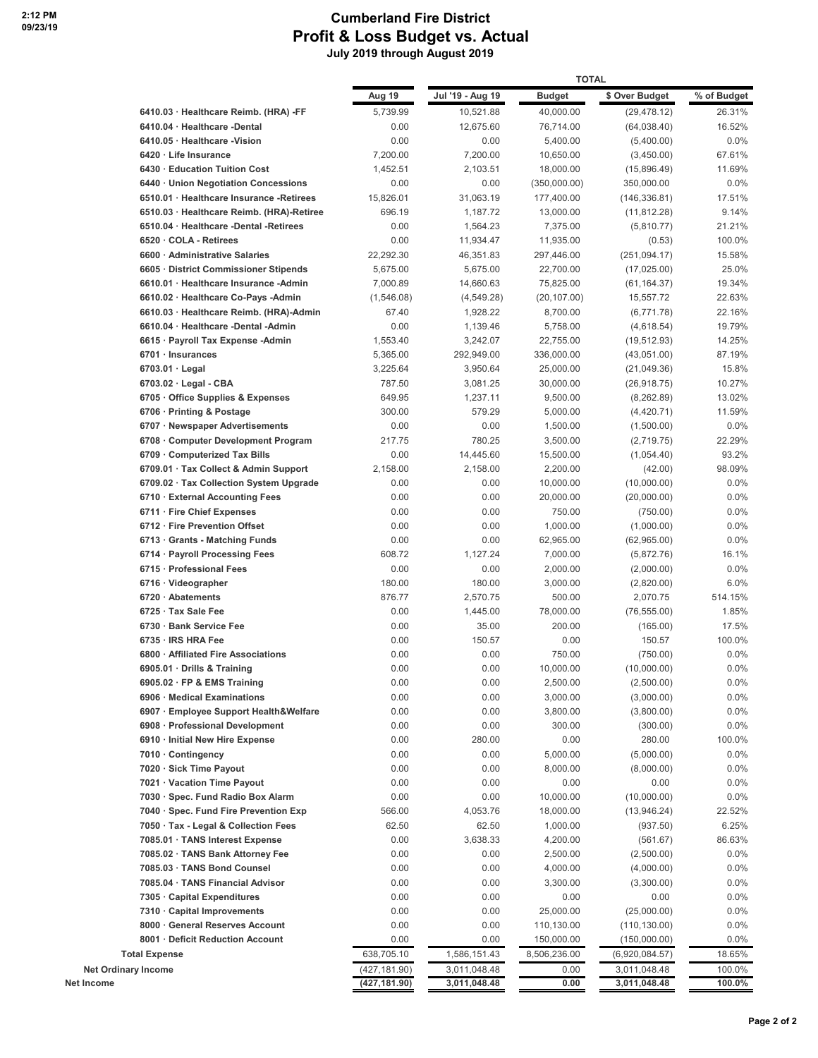# Cumberland Fire District
## Profit & Loss Budget vs. Actual
### July 2019 through August 2019

| | Aug 19 | Jul '19 - Aug 19 | Budget | $ Over Budget | % of Budget |
|---|---|---|---|---|---|
| | | TOTAL | | | |
| 6410.03 · Healthcare Reimb. (HRA) -FF | 5,739.99 | 10,521.88 | 40,000.00 | (29,478.12) | 26.31% |
| 6410.04 · Healthcare -Dental | 0.00 | 12,675.60 | 76,714.00 | (64,038.40) | 16.52% |
| 6410.05 · Healthcare -Vision | 0.00 | 0.00 | 5,400.00 | (5,400.00) | 0.0% |
| 6420 · Life Insurance | 7,200.00 | 7,200.00 | 10,650.00 | (3,450.00) | 67.61% |
| 6430 · Education Tuition Cost | 1,452.51 | 2,103.51 | 18,000.00 | (15,896.49) | 11.69% |
| 6440 · Union Negotiation Concessions | 0.00 | 0.00 | (350,000.00) | 350,000.00 | 0.0% |
| 6510.01 · Healthcare Insurance -Retirees | 15,826.01 | 31,063.19 | 177,400.00 | (146,336.81) | 17.51% |
| 6510.03 · Healthcare Reimb. (HRA)-Retiree | 696.19 | 1,187.72 | 13,000.00 | (11,812.28) | 9.14% |
| 6510.04 · Healthcare -Dental -Retirees | 0.00 | 1,564.23 | 7,375.00 | (5,810.77) | 21.21% |
| 6520 · COLA - Retirees | 0.00 | 11,934.47 | 11,935.00 | (0.53) | 100.0% |
| 6600 · Administrative Salaries | 22,292.30 | 46,351.83 | 297,446.00 | (251,094.17) | 15.58% |
| 6605 · District Commissioner Stipends | 5,675.00 | 5,675.00 | 22,700.00 | (17,025.00) | 25.0% |
| 6610.01 · Healthcare Insurance -Admin | 7,000.89 | 14,660.63 | 75,825.00 | (61,164.37) | 19.34% |
| 6610.02 · Healthcare Co-Pays -Admin | (1,546.08) | (4,549.28) | (20,107.00) | 15,557.72 | 22.63% |
| 6610.03 · Healthcare Reimb. (HRA)-Admin | 67.40 | 1,928.22 | 8,700.00 | (6,771.78) | 22.16% |
| 6610.04 · Healthcare -Dental -Admin | 0.00 | 1,139.46 | 5,758.00 | (4,618.54) | 19.79% |
| 6615 · Payroll Tax Expense -Admin | 1,553.40 | 3,242.07 | 22,755.00 | (19,512.93) | 14.25% |
| 6701 · Insurances | 5,365.00 | 292,949.00 | 336,000.00 | (43,051.00) | 87.19% |
| 6703.01 · Legal | 3,225.64 | 3,950.64 | 25,000.00 | (21,049.36) | 15.8% |
| 6703.02 · Legal - CBA | 787.50 | 3,081.25 | 30,000.00 | (26,918.75) | 10.27% |
| 6705 · Office Supplies & Expenses | 649.95 | 1,237.11 | 9,500.00 | (8,262.89) | 13.02% |
| 6706 · Printing & Postage | 300.00 | 579.29 | 5,000.00 | (4,420.71) | 11.59% |
| 6707 · Newspaper Advertisements | 0.00 | 0.00 | 1,500.00 | (1,500.00) | 0.0% |
| 6708 · Computer Development Program | 217.75 | 780.25 | 3,500.00 | (2,719.75) | 22.29% |
| 6709 · Computerized Tax Bills | 0.00 | 14,445.60 | 15,500.00 | (1,054.40) | 93.2% |
| 6709.01 · Tax Collect & Admin Support | 2,158.00 | 2,158.00 | 2,200.00 | (42.00) | 98.09% |
| 6709.02 · Tax Collection System Upgrade | 0.00 | 0.00 | 10,000.00 | (10,000.00) | 0.0% |
| 6710 · External Accounting Fees | 0.00 | 0.00 | 20,000.00 | (20,000.00) | 0.0% |
| 6711 · Fire Chief Expenses | 0.00 | 0.00 | 750.00 | (750.00) | 0.0% |
| 6712 · Fire Prevention Offset | 0.00 | 0.00 | 1,000.00 | (1,000.00) | 0.0% |
| 6713 · Grants - Matching Funds | 0.00 | 0.00 | 62,965.00 | (62,965.00) | 0.0% |
| 6714 · Payroll Processing Fees | 608.72 | 1,127.24 | 7,000.00 | (5,872.76) | 16.1% |
| 6715 · Professional Fees | 0.00 | 0.00 | 2,000.00 | (2,000.00) | 0.0% |
| 6716 · Videographer | 180.00 | 180.00 | 3,000.00 | (2,820.00) | 6.0% |
| 6720 · Abatements | 876.77 | 2,570.75 | 500.00 | 2,070.75 | 514.15% |
| 6725 · Tax Sale Fee | 0.00 | 1,445.00 | 78,000.00 | (76,555.00) | 1.85% |
| 6730 · Bank Service Fee | 0.00 | 35.00 | 200.00 | (165.00) | 17.5% |
| 6735 · IRS HRA Fee | 0.00 | 150.57 | 0.00 | 150.57 | 100.0% |
| 6800 · Affiliated Fire Associations | 0.00 | 0.00 | 750.00 | (750.00) | 0.0% |
| 6905.01 · Drills & Training | 0.00 | 0.00 | 10,000.00 | (10,000.00) | 0.0% |
| 6905.02 · FP & EMS Training | 0.00 | 0.00 | 2,500.00 | (2,500.00) | 0.0% |
| 6906 · Medical Examinations | 0.00 | 0.00 | 3,000.00 | (3,000.00) | 0.0% |
| 6907 · Employee Support Health&Welfare | 0.00 | 0.00 | 3,800.00 | (3,800.00) | 0.0% |
| 6908 · Professional Development | 0.00 | 0.00 | 300.00 | (300.00) | 0.0% |
| 6910 · Initial New Hire Expense | 0.00 | 280.00 | 0.00 | 280.00 | 100.0% |
| 7010 · Contingency | 0.00 | 0.00 | 5,000.00 | (5,000.00) | 0.0% |
| 7020 · Sick Time Payout | 0.00 | 0.00 | 8,000.00 | (8,000.00) | 0.0% |
| 7021 · Vacation Time Payout | 0.00 | 0.00 | 0.00 | 0.00 | 0.0% |
| 7030 · Spec. Fund Radio Box Alarm | 0.00 | 0.00 | 10,000.00 | (10,000.00) | 0.0% |
| 7040 · Spec. Fund Fire Prevention Exp | 566.00 | 4,053.76 | 18,000.00 | (13,946.24) | 22.52% |
| 7050 · Tax - Legal & Collection Fees | 62.50 | 62.50 | 1,000.00 | (937.50) | 6.25% |
| 7085.01 · TANS Interest Expense | 0.00 | 3,638.33 | 4,200.00 | (561.67) | 86.63% |
| 7085.02 · TANS Bank Attorney Fee | 0.00 | 0.00 | 2,500.00 | (2,500.00) | 0.0% |
| 7085.03 · TANS Bond Counsel | 0.00 | 0.00 | 4,000.00 | (4,000.00) | 0.0% |
| 7085.04 · TANS Financial Advisor | 0.00 | 0.00 | 3,300.00 | (3,300.00) | 0.0% |
| 7305 · Capital Expenditures | 0.00 | 0.00 | 0.00 | 0.00 | 0.0% |
| 7310 · Capital Improvements | 0.00 | 0.00 | 25,000.00 | (25,000.00) | 0.0% |
| 8000 · General Reserves Account | 0.00 | 0.00 | 110,130.00 | (110,130.00) | 0.0% |
| 8001 · Deficit Reduction Account | 0.00 | 0.00 | 150,000.00 | (150,000.00) | 0.0% |
| **Total Expense** | 638,705.10 | 1,586,151.43 | 8,506,236.00 | (6,920,084.57) | 18.65% |
| **Net Ordinary Income** | (427,181.90) | 3,011,048.48 | 0.00 | 3,011,048.48 | 100.0% |
| **Net Income** | **(427,181.90)** | **3,011,048.48** | **0.00** | **3,011,048.48** | **100.0%** |